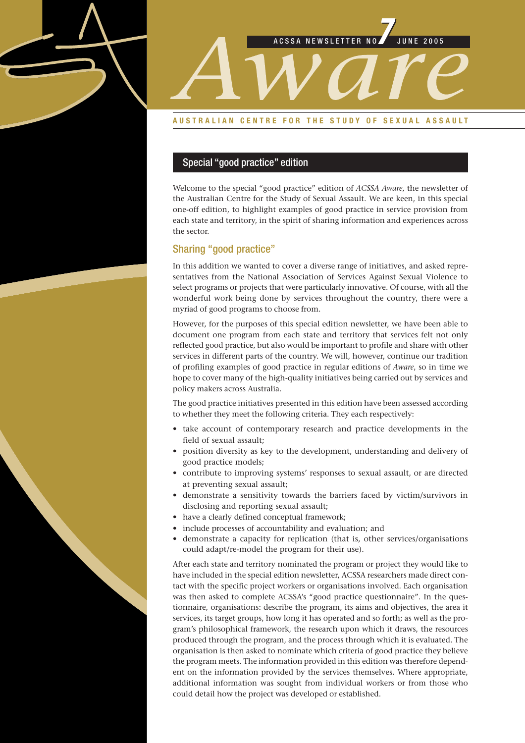ACSSA NEWSLETTER NO 7 JUNE 2005

# Aware

AUSTRALIAN CENTRE FOR THE STUDY OF SEXUAL ASSAULT

## Special "good practice" edition

Welcome to the special "good practice" edition of *ACSSA Aware*, the newsletter of the Australian Centre for the Study of Sexual Assault. We are keen, in this special one-off edition, to highlight examples of good practice in service provision from each state and territory, in the spirit of sharing information and experiences across the sector.

### Sharing "good practice"

In this addition we wanted to cover a diverse range of initiatives, and asked representatives from the National Association of Services Against Sexual Violence to select programs or projects that were particularly innovative. Of course, with all the wonderful work being done by services throughout the country, there were a myriad of good programs to choose from.

However, for the purposes of this special edition newsletter, we have been able to document one program from each state and territory that services felt not only reflected good practice, but also would be important to profile and share with other services in different parts of the country. We will, however, continue our tradition of profiling examples of good practice in regular editions of *Aware*, so in time we hope to cover many of the high-quality initiatives being carried out by services and policy makers across Australia.

The good practice initiatives presented in this edition have been assessed according to whether they meet the following criteria. They each respectively:

- take account of contemporary research and practice developments in the field of sexual assault;
- position diversity as key to the development, understanding and delivery of good practice models;
- contribute to improving systems' responses to sexual assault, or are directed at preventing sexual assault;
- demonstrate a sensitivity towards the barriers faced by victim/survivors in disclosing and reporting sexual assault;
- have a clearly defined conceptual framework;
- include processes of accountability and evaluation; and
- demonstrate a capacity for replication (that is, other services/organisations could adapt/re-model the program for their use).

After each state and territory nominated the program or project they would like to have included in the special edition newsletter, ACSSA researchers made direct contact with the specific project workers or organisations involved. Each organisation was then asked to complete ACSSA's "good practice questionnaire". In the questionnaire, organisations: describe the program, its aims and objectives, the area it services, its target groups, how long it has operated and so forth; as well as the program's philosophical framework, the research upon which it draws, the resources produced through the program, and the process through which it is evaluated. The organisation is then asked to nominate which criteria of good practice they believe the program meets. The information provided in this edition was therefore dependent on the information provided by the services themselves. Where appropriate, additional information was sought from individual workers or from those who could detail how the project was developed or established.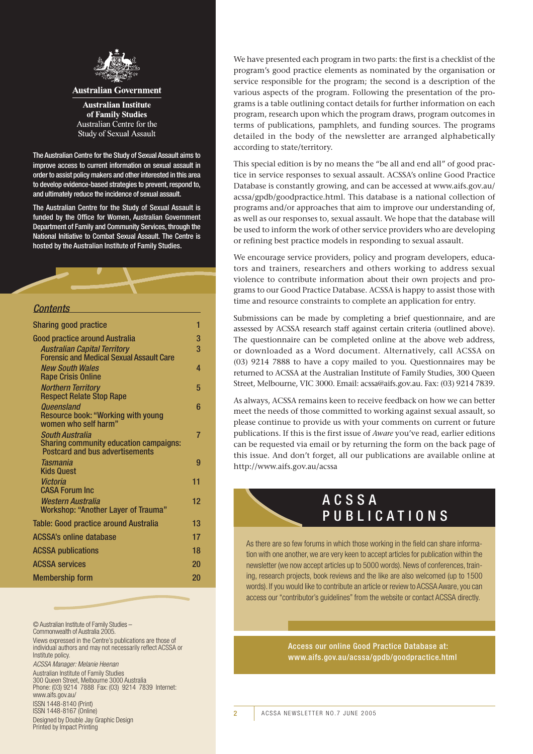**Australian Government**

**Australian Institute of Family Studies**
Australian Centre for the Study of Sexual Assault

The Australian Centre for the Study of Sexual Assault aims to improve access to current information on sexual assault in order to assist policy makers and other interested in this area to develop evidence-based strategies to prevent, respond to, and ultimately reduce the incidence of sexual assault.

The Australian Centre for the Study of Sexual Assault is funded by the Office for Women, Australian Government Department of Family and Community Services, through the National Initiative to Combat Sexual Assault. The Centre is hosted by the Australian Institute of Family Studies.

## *Contents*

| | |
|---|---|
| Sharing good practice | 1 |
| Good practice around Australia | 3 |
| *Australian Capital Territory* Forensic and Medical Sexual Assault Care | 3 |
| *New South Wales* Rape Crisis Online | 4 |
| *Northern Territory* Respect Relate Stop Rape | 5 |
| *Queensland* Resource book: "Working with young women who self harm" | 6 |
| *South Australia* Sharing community education campaigns: Postcard and bus advertisements | 7 |
| *Tasmania* Kids Quest | 9 |
| *Victoria* CASA Forum Inc | 11 |
| *Western Australia* Workshop: "Another Layer of Trauma" | 12 |
| Table: Good practice around Australia | 13 |
| ACSSA's online database | 17 |
| ACSSA publications | 18 |
| ACSSA services | 20 |
| Membership form | 20 |

© Australian Institute of Family Studies – Commonwealth of Australia 2005.

Views expressed in the Centre's publications are those of individual authors and may not necessarily reflect ACSSA or Institute policy.

*ACSSA Manager: Melanie Heenan*

Australian Institute of Family Studies
300 Queen Street, Melbourne 3000 Australia
Phone: (03) 9214 7888 Fax: (03) 9214 7839 Internet: www.aifs.gov.au/

ISSN 1448-8140 (Print)
ISSN 1448-8167 (Online)

Designed by Double Jay Graphic Design
Printed by Impact Printing

We have presented each program in two parts: the first is a checklist of the program's good practice elements as nominated by the organisation or service responsible for the program; the second is a description of the various aspects of the program. Following the presentation of the programs is a table outlining contact details for further information on each program, research upon which the program draws, program outcomes in terms of publications, pamphlets, and funding sources. The programs detailed in the body of the newsletter are arranged alphabetically according to state/territory.

This special edition is by no means the "be all and end all" of good practice in service responses to sexual assault. ACSSA's online Good Practice Database is constantly growing, and can be accessed at www.aifs.gov.au/acssa/gpdb/goodpractice.html. This database is a national collection of programs and/or approaches that aim to improve our understanding of, as well as our responses to, sexual assault. We hope that the database will be used to inform the work of other service providers who are developing or refining best practice models in responding to sexual assault.

We encourage service providers, policy and program developers, educators and trainers, researchers and others working to address sexual violence to contribute information about their own projects and programs to our Good Practice Database. ACSSA is happy to assist those with time and resource constraints to complete an application for entry.

Submissions can be made by completing a brief questionnaire, and are assessed by ACSSA research staff against certain criteria (outlined above). The questionnaire can be completed online at the above web address, or downloaded as a Word document. Alternatively, call ACSSA on (03) 9214 7888 to have a copy mailed to you. Questionnaires may be returned to ACSSA at the Australian Institute of Family Studies, 300 Queen Street, Melbourne, VIC 3000. Email: acssa@aifs.gov.au. Fax: (03) 9214 7839.

As always, ACSSA remains keen to receive feedback on how we can better meet the needs of those committed to working against sexual assault, so please continue to provide us with your comments on current or future publications. If this is the first issue of *Aware* you've read, earlier editions can be requested via email or by returning the form on the back page of this issue. And don't forget, all our publications are available online at http://www.aifs.gov.au/acssa

## ACSSA PUBLICATIONS

As there are so few forums in which those working in the field can share information with one another, we are very keen to accept articles for publication within the newsletter (we now accept articles up to 5000 words). News of conferences, training, research projects, book reviews and the like are also welcomed (up to 1500 words). If you would like to contribute an article or review to ACSSA Aware, you can access our "contributor's guidelines" from the website or contact ACSSA directly.

**Access our online Good Practice Database at: www.aifs.gov.au/acssa/gpdb/goodpractice.html**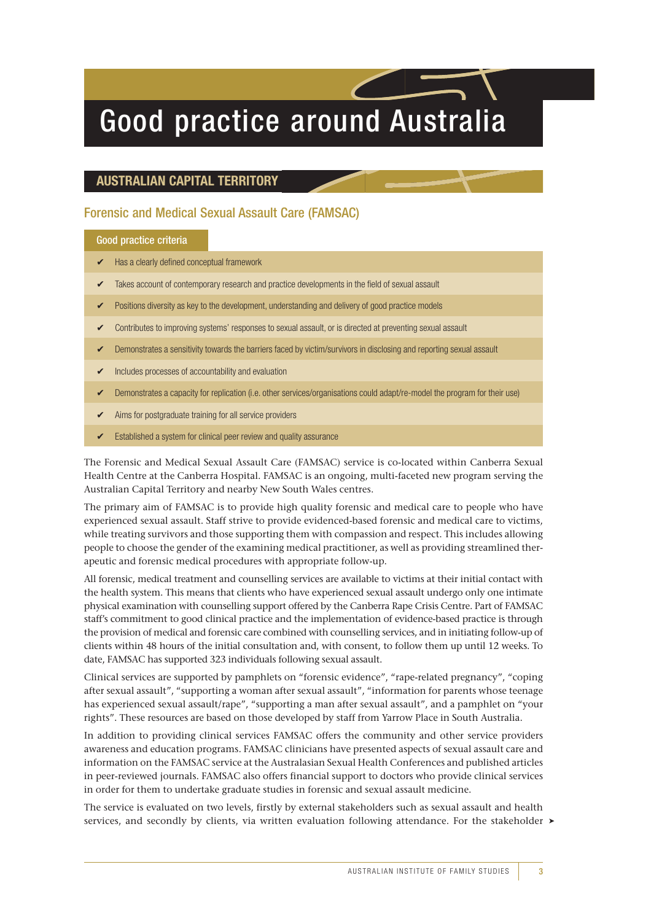# Good practice around Australia

## AUSTRALIAN CAPITAL TERRITORY

### Forensic and Medical Sexual Assault Care (FAMSAC)

**Good practice criteria**

- ✔ Has a clearly defined conceptual framework
- ✔ Takes account of contemporary research and practice developments in the field of sexual assault
- ✔ Positions diversity as key to the development, understanding and delivery of good practice models
- ✔ Contributes to improving systems' responses to sexual assault, or is directed at preventing sexual assault
- ✔ Demonstrates a sensitivity towards the barriers faced by victim/survivors in disclosing and reporting sexual assault
- ✔ Includes processes of accountability and evaluation
- ✔ Demonstrates a capacity for replication (i.e. other services/organisations could adapt/re-model the program for their use)
- ✔ Aims for postgraduate training for all service providers
- ✔ Established a system for clinical peer review and quality assurance

The Forensic and Medical Sexual Assault Care (FAMSAC) service is co-located within Canberra Sexual Health Centre at the Canberra Hospital. FAMSAC is an ongoing, multi-faceted new program serving the Australian Capital Territory and nearby New South Wales centres.

The primary aim of FAMSAC is to provide high quality forensic and medical care to people who have experienced sexual assault. Staff strive to provide evidenced-based forensic and medical care to victims, while treating survivors and those supporting them with compassion and respect. This includes allowing people to choose the gender of the examining medical practitioner, as well as providing streamlined therapeutic and forensic medical procedures with appropriate follow-up.

All forensic, medical treatment and counselling services are available to victims at their initial contact with the health system. This means that clients who have experienced sexual assault undergo only one intimate physical examination with counselling support offered by the Canberra Rape Crisis Centre. Part of FAMSAC staff's commitment to good clinical practice and the implementation of evidence-based practice is through the provision of medical and forensic care combined with counselling services, and in initiating follow-up of clients within 48 hours of the initial consultation and, with consent, to follow them up until 12 weeks. To date, FAMSAC has supported 323 individuals following sexual assault.

Clinical services are supported by pamphlets on "forensic evidence", "rape-related pregnancy", "coping after sexual assault", "supporting a woman after sexual assault", "information for parents whose teenage has experienced sexual assault/rape", "supporting a man after sexual assault", and a pamphlet on "your rights". These resources are based on those developed by staff from Yarrow Place in South Australia.

In addition to providing clinical services FAMSAC offers the community and other service providers awareness and education programs. FAMSAC clinicians have presented aspects of sexual assault care and information on the FAMSAC service at the Australasian Sexual Health Conferences and published articles in peer-reviewed journals. FAMSAC also offers financial support to doctors who provide clinical services in order for them to undertake graduate studies in forensic and sexual assault medicine.

The service is evaluated on two levels, firstly by external stakeholders such as sexual assault and health services, and secondly by clients, via written evaluation following attendance. For the stakeholder ➤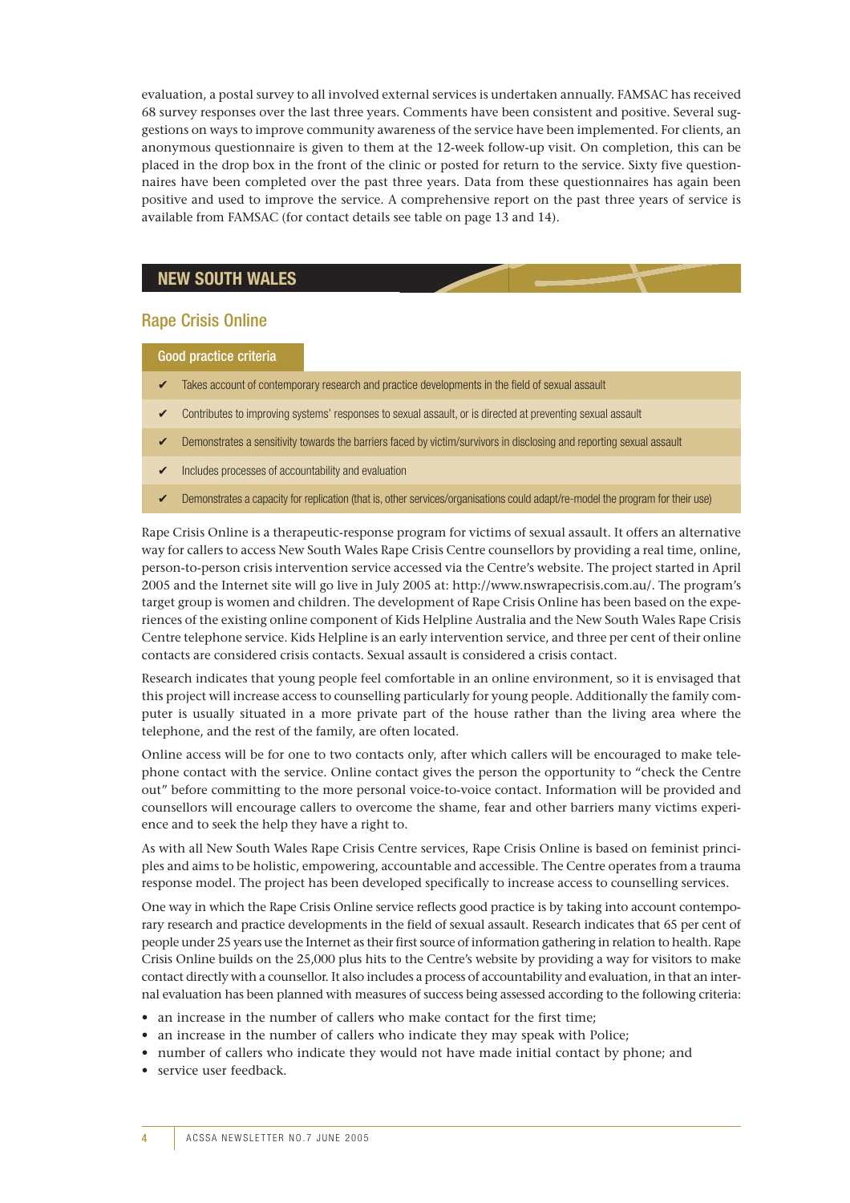evaluation, a postal survey to all involved external services is undertaken annually. FAMSAC has received 68 survey responses over the last three years. Comments have been consistent and positive. Several suggestions on ways to improve community awareness of the service have been implemented. For clients, an anonymous questionnaire is given to them at the 12-week follow-up visit. On completion, this can be placed in the drop box in the front of the clinic or posted for return to the service. Sixty five questionnaires have been completed over the past three years. Data from these questionnaires has again been positive and used to improve the service. A comprehensive report on the past three years of service is available from FAMSAC (for contact details see table on page 13 and 14).

## NEW SOUTH WALES

### Rape Crisis Online

**Good practice criteria**

- ✔ Takes account of contemporary research and practice developments in the field of sexual assault
- ✔ Contributes to improving systems' responses to sexual assault, or is directed at preventing sexual assault
- ✔ Demonstrates a sensitivity towards the barriers faced by victim/survivors in disclosing and reporting sexual assault
- ✔ Includes processes of accountability and evaluation
- ✔ Demonstrates a capacity for replication (that is, other services/organisations could adapt/re-model the program for their use)

Rape Crisis Online is a therapeutic-response program for victims of sexual assault. It offers an alternative way for callers to access New South Wales Rape Crisis Centre counsellors by providing a real time, online, person-to-person crisis intervention service accessed via the Centre's website. The project started in April 2005 and the Internet site will go live in July 2005 at: http://www.nswrapecrisis.com.au/. The program's target group is women and children. The development of Rape Crisis Online has been based on the experiences of the existing online component of Kids Helpline Australia and the New South Wales Rape Crisis Centre telephone service. Kids Helpline is an early intervention service, and three per cent of their online contacts are considered crisis contacts. Sexual assault is considered a crisis contact.

Research indicates that young people feel comfortable in an online environment, so it is envisaged that this project will increase access to counselling particularly for young people. Additionally the family computer is usually situated in a more private part of the house rather than the living area where the telephone, and the rest of the family, are often located.

Online access will be for one to two contacts only, after which callers will be encouraged to make telephone contact with the service. Online contact gives the person the opportunity to "check the Centre out" before committing to the more personal voice-to-voice contact. Information will be provided and counsellors will encourage callers to overcome the shame, fear and other barriers many victims experience and to seek the help they have a right to.

As with all New South Wales Rape Crisis Centre services, Rape Crisis Online is based on feminist principles and aims to be holistic, empowering, accountable and accessible. The Centre operates from a trauma response model. The project has been developed specifically to increase access to counselling services.

One way in which the Rape Crisis Online service reflects good practice is by taking into account contemporary research and practice developments in the field of sexual assault. Research indicates that 65 per cent of people under 25 years use the Internet as their first source of information gathering in relation to health. Rape Crisis Online builds on the 25,000 plus hits to the Centre's website by providing a way for visitors to make contact directly with a counsellor. It also includes a process of accountability and evaluation, in that an internal evaluation has been planned with measures of success being assessed according to the following criteria:

- an increase in the number of callers who make contact for the first time;
- an increase in the number of callers who indicate they may speak with Police;
- number of callers who indicate they would not have made initial contact by phone; and
- service user feedback.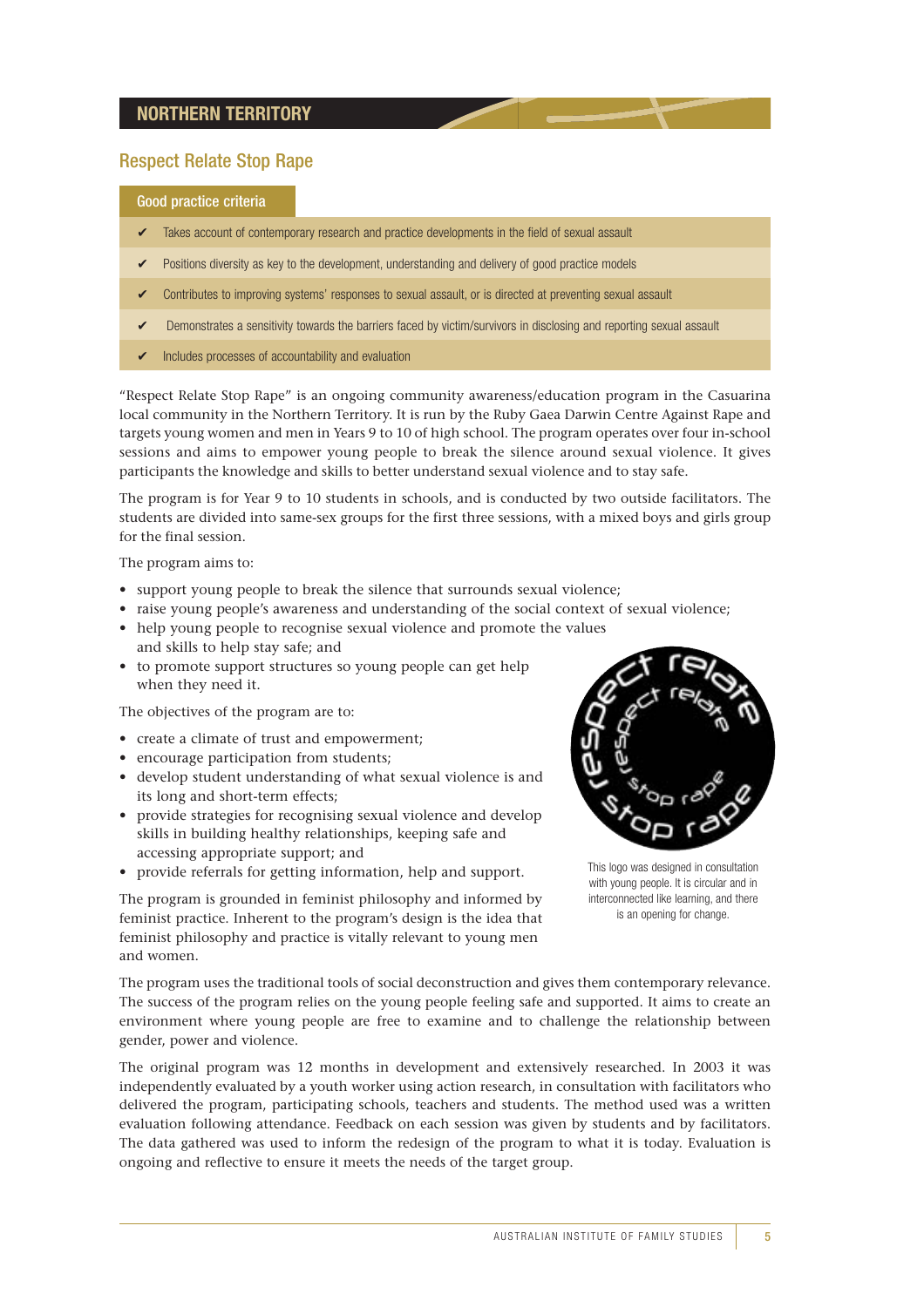## NORTHERN TERRITORY

### Respect Relate Stop Rape

**Good practice criteria**

- ✔ Takes account of contemporary research and practice developments in the field of sexual assault
- ✔ Positions diversity as key to the development, understanding and delivery of good practice models
- ✔ Contributes to improving systems' responses to sexual assault, or is directed at preventing sexual assault
- ✔ Demonstrates a sensitivity towards the barriers faced by victim/survivors in disclosing and reporting sexual assault
- ✔ Includes processes of accountability and evaluation

"Respect Relate Stop Rape" is an ongoing community awareness/education program in the Casuarina local community in the Northern Territory. It is run by the Ruby Gaea Darwin Centre Against Rape and targets young women and men in Years 9 to 10 of high school. The program operates over four in-school sessions and aims to empower young people to break the silence around sexual violence. It gives participants the knowledge and skills to better understand sexual violence and to stay safe.

The program is for Year 9 to 10 students in schools, and is conducted by two outside facilitators. The students are divided into same-sex groups for the first three sessions, with a mixed boys and girls group for the final session.

The program aims to:

- support young people to break the silence that surrounds sexual violence;
- raise young people's awareness and understanding of the social context of sexual violence;
- help young people to recognise sexual violence and promote the values and skills to help stay safe; and
- to promote support structures so young people can get help when they need it.

The objectives of the program are to:

- create a climate of trust and empowerment;
- encourage participation from students;
- develop student understanding of what sexual violence is and its long and short-term effects;
- provide strategies for recognising sexual violence and develop skills in building healthy relationships, keeping safe and accessing appropriate support; and
- provide referrals for getting information, help and support.

This logo was designed in consultation with young people. It is circular and in interconnected like learning, and there is an opening for change.

The program is grounded in feminist philosophy and informed by feminist practice. Inherent to the program's design is the idea that feminist philosophy and practice is vitally relevant to young men and women.

The program uses the traditional tools of social deconstruction and gives them contemporary relevance. The success of the program relies on the young people feeling safe and supported. It aims to create an environment where young people are free to examine and to challenge the relationship between gender, power and violence.

The original program was 12 months in development and extensively researched. In 2003 it was independently evaluated by a youth worker using action research, in consultation with facilitators who delivered the program, participating schools, teachers and students. The method used was a written evaluation following attendance. Feedback on each session was given by students and by facilitators. The data gathered was used to inform the redesign of the program to what it is today. Evaluation is ongoing and reflective to ensure it meets the needs of the target group.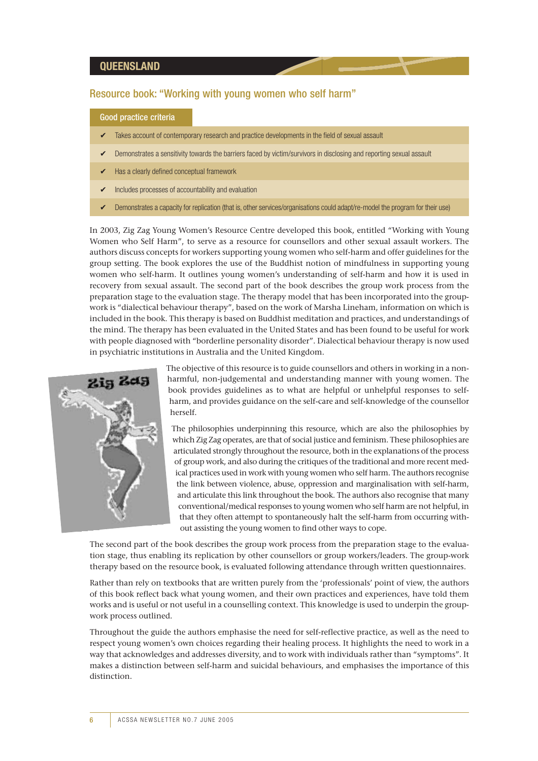## QUEENSLAND

### Resource book: "Working with young women who self harm"

**Good practice criteria**

- ✔ Takes account of contemporary research and practice developments in the field of sexual assault
- ✔ Demonstrates a sensitivity towards the barriers faced by victim/survivors in disclosing and reporting sexual assault
- ✔ Has a clearly defined conceptual framework
- ✔ Includes processes of accountability and evaluation
- ✔ Demonstrates a capacity for replication (that is, other services/organisations could adapt/re-model the program for their use)

In 2003, Zig Zag Young Women's Resource Centre developed this book, entitled "Working with Young Women who Self Harm", to serve as a resource for counsellors and other sexual assault workers. The authors discuss concepts for workers supporting young women who self-harm and offer guidelines for the group setting. The book explores the use of the Buddhist notion of mindfulness in supporting young women who self-harm. It outlines young women's understanding of self-harm and how it is used in recovery from sexual assault. The second part of the book describes the group work process from the preparation stage to the evaluation stage. The therapy model that has been incorporated into the group-work is "dialectical behaviour therapy", based on the work of Marsha Lineham, information on which is included in the book. This therapy is based on Buddhist meditation and practices, and understandings of the mind. The therapy has been evaluated in the United States and has been found to be useful for work with people diagnosed with "borderline personality disorder". Dialectical behaviour therapy is now used in psychiatric institutions in Australia and the United Kingdom.

The objective of this resource is to guide counsellors and others in working in a non-harmful, non-judgemental and understanding manner with young women. The book provides guidelines as to what are helpful or unhelpful responses to self-harm, and provides guidance on the self-care and self-knowledge of the counsellor herself.

The philosophies underpinning this resource, which are also the philosophies by which Zig Zag operates, are that of social justice and feminism. These philosophies are articulated strongly throughout the resource, both in the explanations of the process of group work, and also during the critiques of the traditional and more recent medical practices used in work with young women who self harm. The authors recognise the link between violence, abuse, oppression and marginalisation with self-harm, and articulate this link throughout the book. The authors also recognise that many conventional/medical responses to young women who self harm are not helpful, in that they often attempt to spontaneously halt the self-harm from occurring without assisting the young women to find other ways to cope.

The second part of the book describes the group work process from the preparation stage to the evaluation stage, thus enabling its replication by other counsellors or group workers/leaders. The group-work therapy based on the resource book, is evaluated following attendance through written questionnaires.

Rather than rely on textbooks that are written purely from the 'professionals' point of view, the authors of this book reflect back what young women, and their own practices and experiences, have told them works and is useful or not useful in a counselling context. This knowledge is used to underpin the group-work process outlined.

Throughout the guide the authors emphasise the need for self-reflective practice, as well as the need to respect young women's own choices regarding their healing process. It highlights the need to work in a way that acknowledges and addresses diversity, and to work with individuals rather than "symptoms". It makes a distinction between self-harm and suicidal behaviours, and emphasises the importance of this distinction.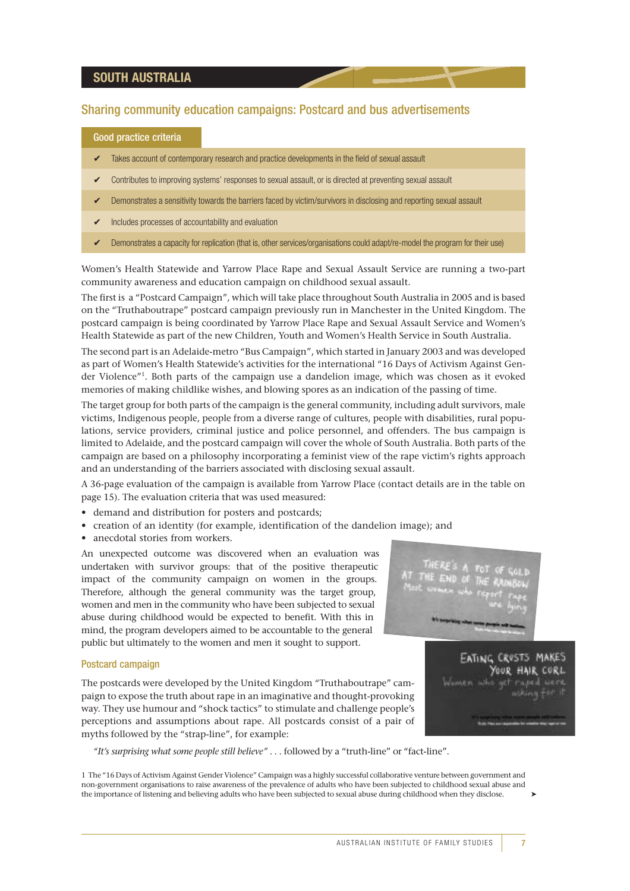## SOUTH AUSTRALIA

### Sharing community education campaigns: Postcard and bus advertisements

**Good practice criteria**

- ✔ Takes account of contemporary research and practice developments in the field of sexual assault
- ✔ Contributes to improving systems' responses to sexual assault, or is directed at preventing sexual assault
- ✔ Demonstrates a sensitivity towards the barriers faced by victim/survivors in disclosing and reporting sexual assault
- ✔ Includes processes of accountability and evaluation
- ✔ Demonstrates a capacity for replication (that is, other services/organisations could adapt/re-model the program for their use)

Women's Health Statewide and Yarrow Place Rape and Sexual Assault Service are running a two-part community awareness and education campaign on childhood sexual assault.

The first is a "Postcard Campaign", which will take place throughout South Australia in 2005 and is based on the "Truthaboutrape" postcard campaign previously run in Manchester in the United Kingdom. The postcard campaign is being coordinated by Yarrow Place Rape and Sexual Assault Service and Women's Health Statewide as part of the new Children, Youth and Women's Health Service in South Australia.

The second part is an Adelaide-metro "Bus Campaign", which started in January 2003 and was developed as part of Women's Health Statewide's activities for the international "16 Days of Activism Against Gender Violence"[1]. Both parts of the campaign use a dandelion image, which was chosen as it evoked memories of making childlike wishes, and blowing spores as an indication of the passing of time.

The target group for both parts of the campaign is the general community, including adult survivors, male victims, Indigenous people, people from a diverse range of cultures, people with disabilities, rural populations, service providers, criminal justice and police personnel, and offenders. The bus campaign is limited to Adelaide, and the postcard campaign will cover the whole of South Australia. Both parts of the campaign are based on a philosophy incorporating a feminist view of the rape victim's rights approach and an understanding of the barriers associated with disclosing sexual assault.

A 36-page evaluation of the campaign is available from Yarrow Place (contact details are in the table on page 15). The evaluation criteria that was used measured:

- demand and distribution for posters and postcards;
- creation of an identity (for example, identification of the dandelion image); and
- anecdotal stories from workers.

An unexpected outcome was discovered when an evaluation was undertaken with survivor groups: that of the positive therapeutic impact of the community campaign on women in the groups. Therefore, although the general community was the target group, women and men in the community who have been subjected to sexual abuse during childhood would be expected to benefit. With this in mind, the program developers aimed to be accountable to the general public but ultimately to the women and men it sought to support.

#### Postcard campaign

The postcards were developed by the United Kingdom "Truthaboutrape" campaign to expose the truth about rape in an imaginative and thought-provoking way. They use humour and "shock tactics" to stimulate and challenge people's perceptions and assumptions about rape. All postcards consist of a pair of myths followed by the "strap-line", for example:

*"It's surprising what some people still believe"* . . . followed by a "truth-line" or "fact-line".

1 The "16 Days of Activism Against Gender Violence" Campaign was a highly successful collaborative venture between government and non-government organisations to raise awareness of the prevalence of adults who have been subjected to childhood sexual abuse and the importance of listening and believing adults who have been subjected to sexual abuse during childhood when they disclose.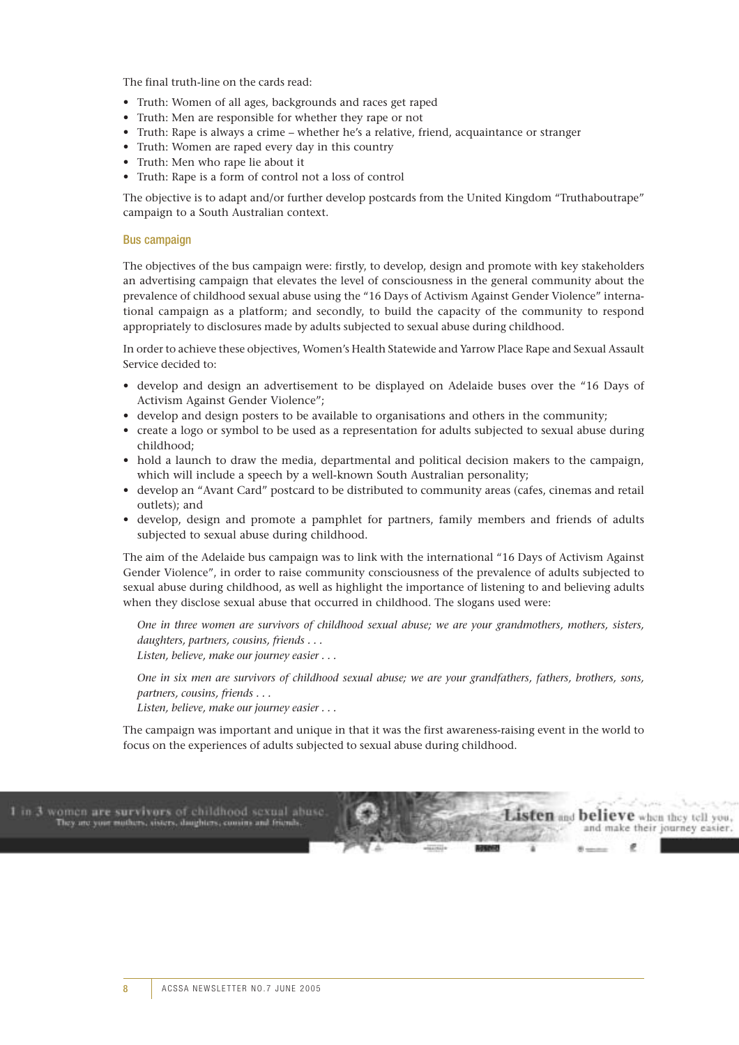The final truth-line on the cards read:

- Truth: Women of all ages, backgrounds and races get raped
- Truth: Men are responsible for whether they rape or not
- Truth: Rape is always a crime – whether he's a relative, friend, acquaintance or stranger
- Truth: Women are raped every day in this country
- Truth: Men who rape lie about it
- Truth: Rape is a form of control not a loss of control

The objective is to adapt and/or further develop postcards from the United Kingdom "Truthaboutrape" campaign to a South Australian context.

## Bus campaign

The objectives of the bus campaign were: firstly, to develop, design and promote with key stakeholders an advertising campaign that elevates the level of consciousness in the general community about the prevalence of childhood sexual abuse using the "16 Days of Activism Against Gender Violence" international campaign as a platform; and secondly, to build the capacity of the community to respond appropriately to disclosures made by adults subjected to sexual abuse during childhood.

In order to achieve these objectives, Women's Health Statewide and Yarrow Place Rape and Sexual Assault Service decided to:

- develop and design an advertisement to be displayed on Adelaide buses over the "16 Days of Activism Against Gender Violence";
- develop and design posters to be available to organisations and others in the community;
- create a logo or symbol to be used as a representation for adults subjected to sexual abuse during childhood;
- hold a launch to draw the media, departmental and political decision makers to the campaign, which will include a speech by a well-known South Australian personality;
- develop an "Avant Card" postcard to be distributed to community areas (cafes, cinemas and retail outlets); and
- develop, design and promote a pamphlet for partners, family members and friends of adults subjected to sexual abuse during childhood.

The aim of the Adelaide bus campaign was to link with the international "16 Days of Activism Against Gender Violence", in order to raise community consciousness of the prevalence of adults subjected to sexual abuse during childhood, as well as highlight the importance of listening to and believing adults when they disclose sexual abuse that occurred in childhood. The slogans used were:

> *One in three women are survivors of childhood sexual abuse; we are your grandmothers, mothers, sisters, daughters, partners, cousins, friends . . .*
> *Listen, believe, make our journey easier . . .*

> *One in six men are survivors of childhood sexual abuse; we are your grandfathers, fathers, brothers, sons, partners, cousins, friends . . .*
> *Listen, believe, make our journey easier . . .*

The campaign was important and unique in that it was the first awareness-raising event in the world to focus on the experiences of adults subjected to sexual abuse during childhood.

1 in 3 women are survivors of childhood sexual abuse.
They are your mothers, sisters, daughters, cousins and friends.

Listen and believe when they tell you, and make their journey easier.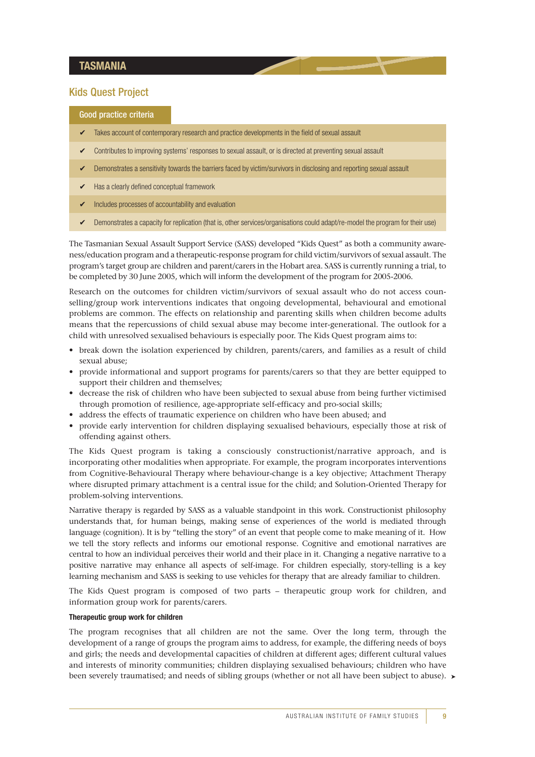## TASMANIA

### Kids Quest Project

**Good practice criteria**

- ✔ Takes account of contemporary research and practice developments in the field of sexual assault
- ✔ Contributes to improving systems' responses to sexual assault, or is directed at preventing sexual assault
- ✔ Demonstrates a sensitivity towards the barriers faced by victim/survivors in disclosing and reporting sexual assault
- ✔ Has a clearly defined conceptual framework
- ✔ Includes processes of accountability and evaluation
- ✔ Demonstrates a capacity for replication (that is, other services/organisations could adapt/re-model the program for their use)

The Tasmanian Sexual Assault Support Service (SASS) developed "Kids Quest" as both a community awareness/education program and a therapeutic-response program for child victim/survivors of sexual assault. The program's target group are children and parent/carers in the Hobart area. SASS is currently running a trial, to be completed by 30 June 2005, which will inform the development of the program for 2005-2006.

Research on the outcomes for children victim/survivors of sexual assault who do not access counselling/group work interventions indicates that ongoing developmental, behavioural and emotional problems are common. The effects on relationship and parenting skills when children become adults means that the repercussions of child sexual abuse may become inter-generational. The outlook for a child with unresolved sexualised behaviours is especially poor. The Kids Quest program aims to:

- break down the isolation experienced by children, parents/carers, and families as a result of child sexual abuse;
- provide informational and support programs for parents/carers so that they are better equipped to support their children and themselves;
- decrease the risk of children who have been subjected to sexual abuse from being further victimised through promotion of resilience, age-appropriate self-efficacy and pro-social skills;
- address the effects of traumatic experience on children who have been abused; and
- provide early intervention for children displaying sexualised behaviours, especially those at risk of offending against others.

The Kids Quest program is taking a consciously constructionist/narrative approach, and is incorporating other modalities when appropriate. For example, the program incorporates interventions from Cognitive-Behavioural Therapy where behaviour-change is a key objective; Attachment Therapy where disrupted primary attachment is a central issue for the child; and Solution-Oriented Therapy for problem-solving interventions.

Narrative therapy is regarded by SASS as a valuable standpoint in this work. Constructionist philosophy understands that, for human beings, making sense of experiences of the world is mediated through language (cognition). It is by "telling the story" of an event that people come to make meaning of it. How we tell the story reflects and informs our emotional response. Cognitive and emotional narratives are central to how an individual perceives their world and their place in it. Changing a negative narrative to a positive narrative may enhance all aspects of self-image. For children especially, story-telling is a key learning mechanism and SASS is seeking to use vehicles for therapy that are already familiar to children.

The Kids Quest program is composed of two parts – therapeutic group work for children, and information group work for parents/carers.

#### Therapeutic group work for children

The program recognises that all children are not the same. Over the long term, through the development of a range of groups the program aims to address, for example, the differing needs of boys and girls; the needs and developmental capacities of children at different ages; different cultural values and interests of minority communities; children displaying sexualised behaviours; children who have been severely traumatised; and needs of sibling groups (whether or not all have been subject to abuse).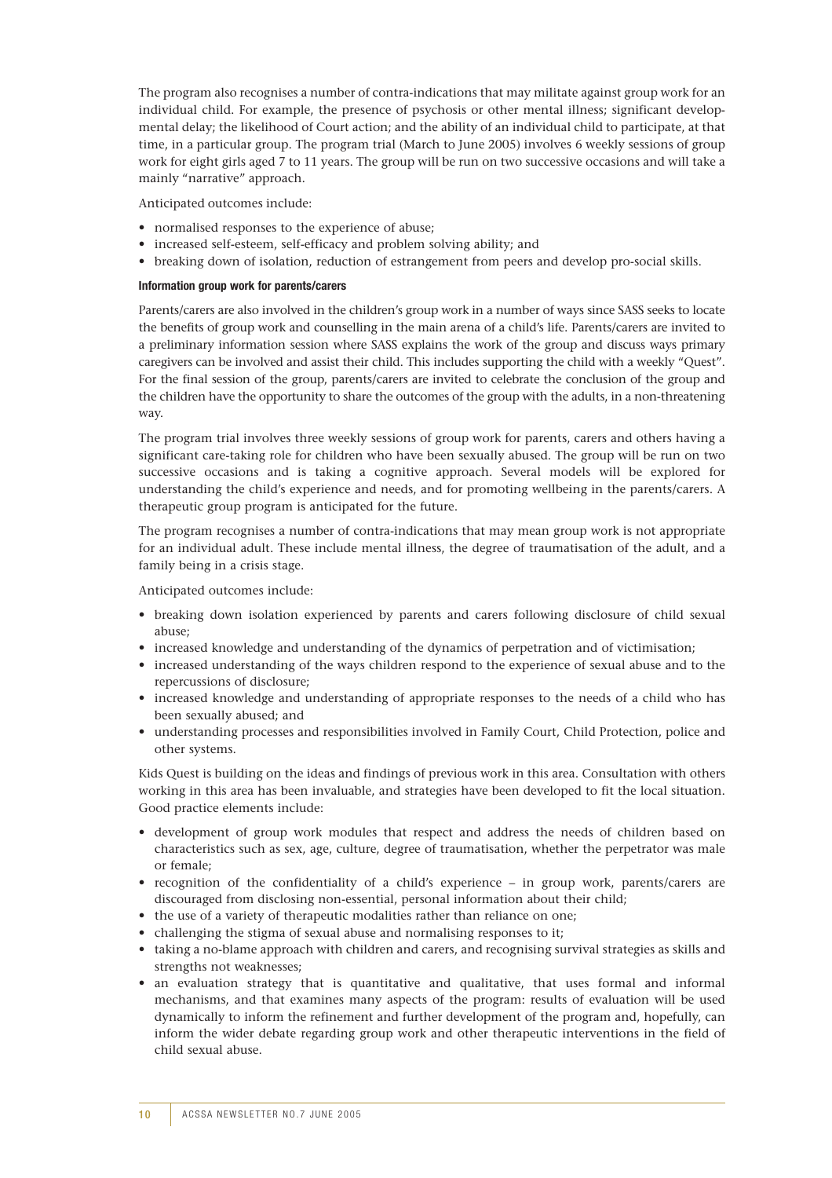The program also recognises a number of contra-indications that may militate against group work for an individual child. For example, the presence of psychosis or other mental illness; significant developmental delay; the likelihood of Court action; and the ability of an individual child to participate, at that time, in a particular group. The program trial (March to June 2005) involves 6 weekly sessions of group work for eight girls aged 7 to 11 years. The group will be run on two successive occasions and will take a mainly "narrative" approach.

Anticipated outcomes include:

- normalised responses to the experience of abuse;
- increased self-esteem, self-efficacy and problem solving ability; and
- breaking down of isolation, reduction of estrangement from peers and develop pro-social skills.

#### Information group work for parents/carers

Parents/carers are also involved in the children's group work in a number of ways since SASS seeks to locate the benefits of group work and counselling in the main arena of a child's life. Parents/carers are invited to a preliminary information session where SASS explains the work of the group and discuss ways primary caregivers can be involved and assist their child. This includes supporting the child with a weekly "Quest". For the final session of the group, parents/carers are invited to celebrate the conclusion of the group and the children have the opportunity to share the outcomes of the group with the adults, in a non-threatening way.

The program trial involves three weekly sessions of group work for parents, carers and others having a significant care-taking role for children who have been sexually abused. The group will be run on two successive occasions and is taking a cognitive approach. Several models will be explored for understanding the child's experience and needs, and for promoting wellbeing in the parents/carers. A therapeutic group program is anticipated for the future.

The program recognises a number of contra-indications that may mean group work is not appropriate for an individual adult. These include mental illness, the degree of traumatisation of the adult, and a family being in a crisis stage.

Anticipated outcomes include:

- breaking down isolation experienced by parents and carers following disclosure of child sexual abuse;
- increased knowledge and understanding of the dynamics of perpetration and of victimisation;
- increased understanding of the ways children respond to the experience of sexual abuse and to the repercussions of disclosure;
- increased knowledge and understanding of appropriate responses to the needs of a child who has been sexually abused; and
- understanding processes and responsibilities involved in Family Court, Child Protection, police and other systems.

Kids Quest is building on the ideas and findings of previous work in this area. Consultation with others working in this area has been invaluable, and strategies have been developed to fit the local situation. Good practice elements include:

- development of group work modules that respect and address the needs of children based on characteristics such as sex, age, culture, degree of traumatisation, whether the perpetrator was male or female;
- recognition of the confidentiality of a child's experience – in group work, parents/carers are discouraged from disclosing non-essential, personal information about their child;
- the use of a variety of therapeutic modalities rather than reliance on one;
- challenging the stigma of sexual abuse and normalising responses to it;
- taking a no-blame approach with children and carers, and recognising survival strategies as skills and strengths not weaknesses;
- an evaluation strategy that is quantitative and qualitative, that uses formal and informal mechanisms, and that examines many aspects of the program: results of evaluation will be used dynamically to inform the refinement and further development of the program and, hopefully, can inform the wider debate regarding group work and other therapeutic interventions in the field of child sexual abuse.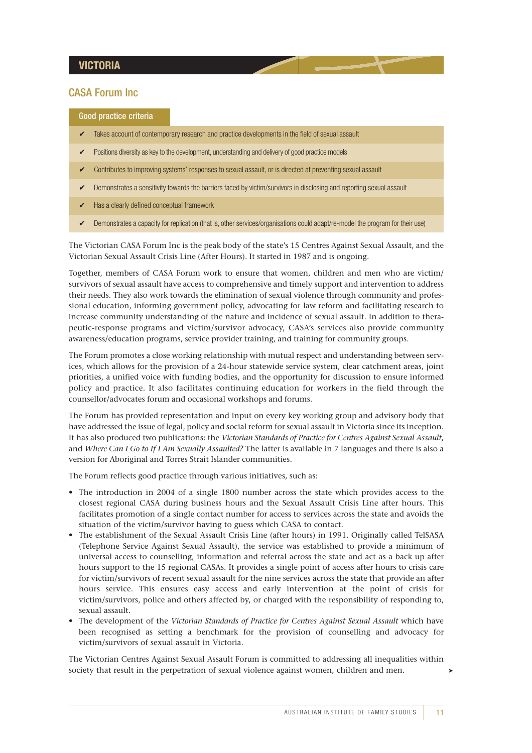## VICTORIA

### CASA Forum Inc

**Good practice criteria**

- ✔ Takes account of contemporary research and practice developments in the field of sexual assault
- ✔ Positions diversity as key to the development, understanding and delivery of good practice models
- ✔ Contributes to improving systems' responses to sexual assault, or is directed at preventing sexual assault
- ✔ Demonstrates a sensitivity towards the barriers faced by victim/survivors in disclosing and reporting sexual assault
- ✔ Has a clearly defined conceptual framework
- ✔ Demonstrates a capacity for replication (that is, other services/organisations could adapt/re-model the program for their use)

The Victorian CASA Forum Inc is the peak body of the state's 15 Centres Against Sexual Assault, and the Victorian Sexual Assault Crisis Line (After Hours). It started in 1987 and is ongoing.

Together, members of CASA Forum work to ensure that women, children and men who are victim/survivors of sexual assault have access to comprehensive and timely support and intervention to address their needs. They also work towards the elimination of sexual violence through community and professional education, informing government policy, advocating for law reform and facilitating research to increase community understanding of the nature and incidence of sexual assault. In addition to therapeutic-response programs and victim/survivor advocacy, CASA's services also provide community awareness/education programs, service provider training, and training for community groups.

The Forum promotes a close working relationship with mutual respect and understanding between services, which allows for the provision of a 24-hour statewide service system, clear catchment areas, joint priorities, a unified voice with funding bodies, and the opportunity for discussion to ensure informed policy and practice. It also facilitates continuing education for workers in the field through the counsellor/advocates forum and occasional workshops and forums.

The Forum has provided representation and input on every key working group and advisory body that have addressed the issue of legal, policy and social reform for sexual assault in Victoria since its inception. It has also produced two publications: the *Victorian Standards of Practice for Centres Against Sexual Assault*, and *Where Can I Go to If I Am Sexually Assaulted?* The latter is available in 7 languages and there is also a version for Aboriginal and Torres Strait Islander communities.

The Forum reflects good practice through various initiatives, such as:

- The introduction in 2004 of a single 1800 number across the state which provides access to the closest regional CASA during business hours and the Sexual Assault Crisis Line after hours. This facilitates promotion of a single contact number for access to services across the state and avoids the situation of the victim/survivor having to guess which CASA to contact.
- The establishment of the Sexual Assault Crisis Line (after hours) in 1991. Originally called TelSASA (Telephone Service Against Sexual Assault), the service was established to provide a minimum of universal access to counselling, information and referral across the state and act as a back up after hours support to the 15 regional CASAs. It provides a single point of access after hours to crisis care for victim/survivors of recent sexual assault for the nine services across the state that provide an after hours service. This ensures easy access and early intervention at the point of crisis for victim/survivors, police and others affected by, or charged with the responsibility of responding to, sexual assault.
- The development of the *Victorian Standards of Practice for Centres Against Sexual Assault* which have been recognised as setting a benchmark for the provision of counselling and advocacy for victim/survivors of sexual assault in Victoria.

The Victorian Centres Against Sexual Assault Forum is committed to addressing all inequalities within society that result in the perpetration of sexual violence against women, children and men.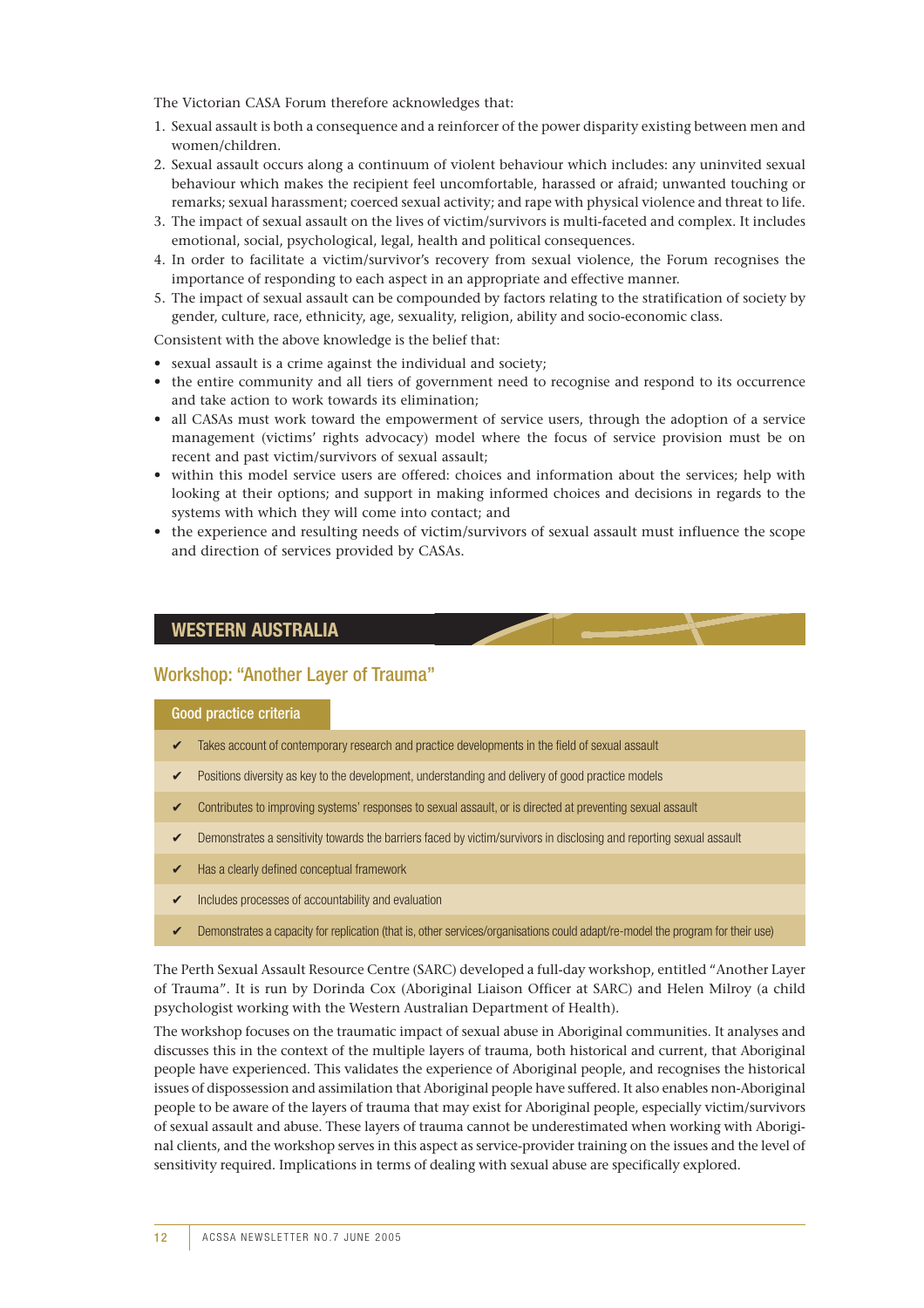The Victorian CASA Forum therefore acknowledges that:

1. Sexual assault is both a consequence and a reinforcer of the power disparity existing between men and women/children.
2. Sexual assault occurs along a continuum of violent behaviour which includes: any uninvited sexual behaviour which makes the recipient feel uncomfortable, harassed or afraid; unwanted touching or remarks; sexual harassment; coerced sexual activity; and rape with physical violence and threat to life.
3. The impact of sexual assault on the lives of victim/survivors is multi-faceted and complex. It includes emotional, social, psychological, legal, health and political consequences.
4. In order to facilitate a victim/survivor's recovery from sexual violence, the Forum recognises the importance of responding to each aspect in an appropriate and effective manner.
5. The impact of sexual assault can be compounded by factors relating to the stratification of society by gender, culture, race, ethnicity, age, sexuality, religion, ability and socio-economic class.

Consistent with the above knowledge is the belief that:

- sexual assault is a crime against the individual and society;
- the entire community and all tiers of government need to recognise and respond to its occurrence and take action to work towards its elimination;
- all CASAs must work toward the empowerment of service users, through the adoption of a service management (victims' rights advocacy) model where the focus of service provision must be on recent and past victim/survivors of sexual assault;
- within this model service users are offered: choices and information about the services; help with looking at their options; and support in making informed choices and decisions in regards to the systems with which they will come into contact; and
- the experience and resulting needs of victim/survivors of sexual assault must influence the scope and direction of services provided by CASAs.

## WESTERN AUSTRALIA

### Workshop: "Another Layer of Trauma"

**Good practice criteria**

- ✔ Takes account of contemporary research and practice developments in the field of sexual assault
- ✔ Positions diversity as key to the development, understanding and delivery of good practice models
- ✔ Contributes to improving systems' responses to sexual assault, or is directed at preventing sexual assault
- ✔ Demonstrates a sensitivity towards the barriers faced by victim/survivors in disclosing and reporting sexual assault
- ✔ Has a clearly defined conceptual framework
- ✔ Includes processes of accountability and evaluation
- ✔ Demonstrates a capacity for replication (that is, other services/organisations could adapt/re-model the program for their use)

The Perth Sexual Assault Resource Centre (SARC) developed a full-day workshop, entitled "Another Layer of Trauma". It is run by Dorinda Cox (Aboriginal Liaison Officer at SARC) and Helen Milroy (a child psychologist working with the Western Australian Department of Health).

The workshop focuses on the traumatic impact of sexual abuse in Aboriginal communities. It analyses and discusses this in the context of the multiple layers of trauma, both historical and current, that Aboriginal people have experienced. This validates the experience of Aboriginal people, and recognises the historical issues of dispossession and assimilation that Aboriginal people have suffered. It also enables non-Aboriginal people to be aware of the layers of trauma that may exist for Aboriginal people, especially victim/survivors of sexual assault and abuse. These layers of trauma cannot be underestimated when working with Aboriginal clients, and the workshop serves in this aspect as service-provider training on the issues and the level of sensitivity required. Implications in terms of dealing with sexual abuse are specifically explored.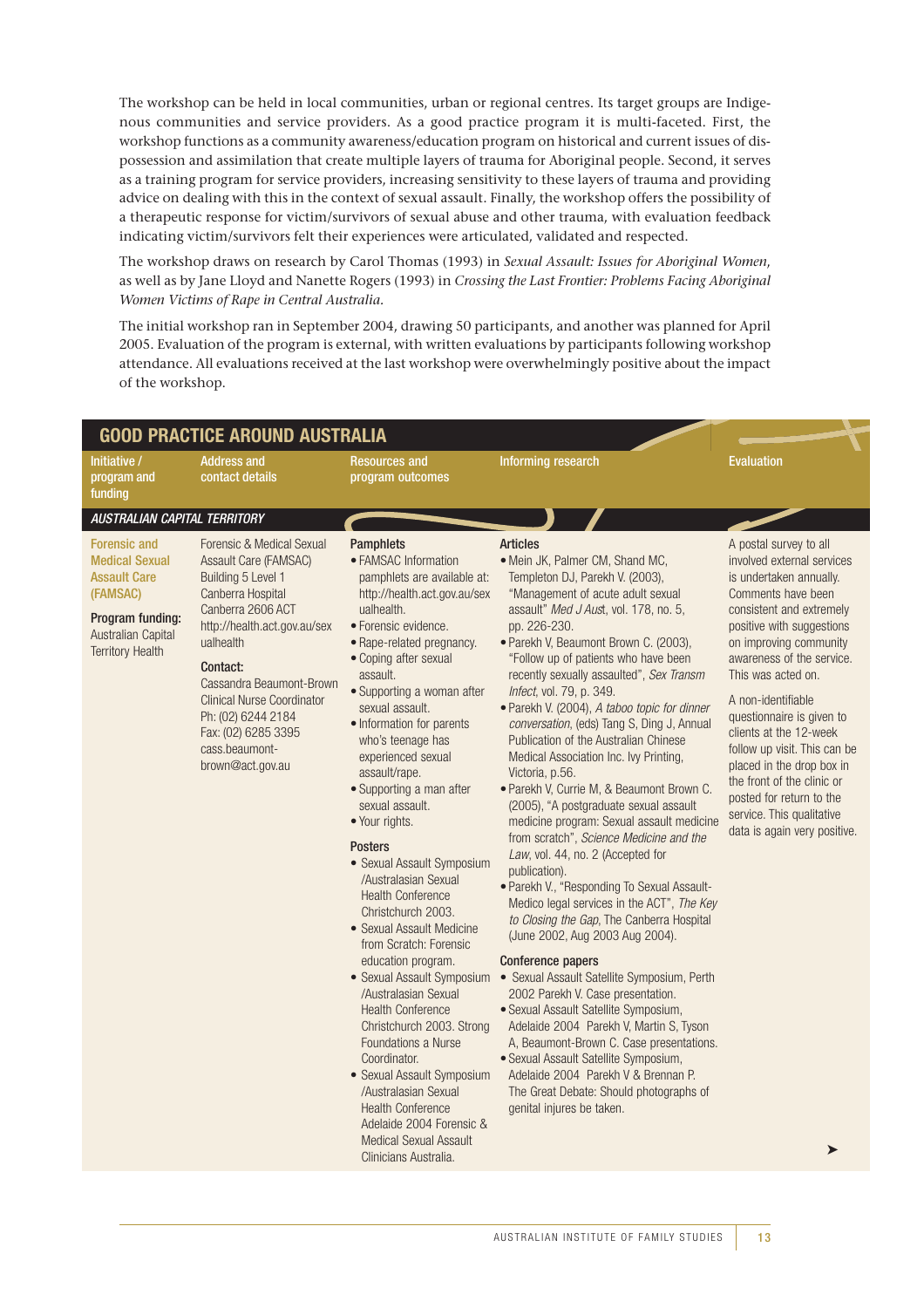The workshop can be held in local communities, urban or regional centres. Its target groups are Indigenous communities and service providers. As a good practice program it is multi-faceted. First, the workshop functions as a community awareness/education program on historical and current issues of dispossession and assimilation that create multiple layers of trauma for Aboriginal people. Second, it serves as a training program for service providers, increasing sensitivity to these layers of trauma and providing advice on dealing with this in the context of sexual assault. Finally, the workshop offers the possibility of a therapeutic response for victim/survivors of sexual abuse and other trauma, with evaluation feedback indicating victim/survivors felt their experiences were articulated, validated and respected.

The workshop draws on research by Carol Thomas (1993) in *Sexual Assault: Issues for Aboriginal Women*, as well as by Jane Lloyd and Nanette Rogers (1993) in *Crossing the Last Frontier: Problems Facing Aboriginal Women Victims of Rape in Central Australia*.

The initial workshop ran in September 2004, drawing 50 participants, and another was planned for April 2005. Evaluation of the program is external, with written evaluations by participants following workshop attendance. All evaluations received at the last workshop were overwhelmingly positive about the impact of the workshop.

## GOOD PRACTICE AROUND AUSTRALIA

| Initiative / program and funding | Address and contact details | Resources and program outcomes | Informing research | Evaluation |
|---|---|---|---|---|
| ***AUSTRALIAN CAPITAL TERRITORY*** | | | | |
| **Forensic and Medical Sexual Assault Care (FAMSAC)**<br><br>**Program funding:** Australian Capital Territory Health | Forensic & Medical Sexual Assault Care (FAMSAC)<br>Building 5 Level 1<br>Canberra Hospital<br>Canberra 2606 ACT<br>http://health.act.gov.au/sexualhealth<br><br>**Contact:**<br>Cassandra Beaumont-Brown<br>Clinical Nurse Coordinator<br>Ph: (02) 6244 2184<br>Fax: (02) 6285 3395<br>cass.beaumont-brown@act.gov.au | **Pamphlets**<br>• FAMSAC Information pamphlets are available at: http://health.act.gov.au/sexualhealth.<br>• Forensic evidence.<br>• Rape-related pregnancy.<br>• Coping after sexual assault.<br>• Supporting a woman after sexual assault.<br>• Information for parents who's teenage has experienced sexual assault/rape.<br>• Supporting a man after sexual assault.<br>• Your rights.<br><br>**Posters**<br>• Sexual Assault Symposium /Australasian Sexual Health Conference Christchurch 2003.<br>• Sexual Assault Medicine from Scratch: Forensic education program.<br>• Sexual Assault Symposium /Australasian Sexual Health Conference Christchurch 2003. Strong Foundations a Nurse Coordinator.<br>• Sexual Assault Symposium /Australasian Sexual Health Conference Adelaide 2004 Forensic & Medical Sexual Assault Clinicians Australia. | **Articles**<br>• Mein JK, Palmer CM, Shand MC, Templeton DJ, Parekh V. (2003), "Management of acute adult sexual assault" *Med J Aust*, vol. 178, no. 5, pp. 226-230.<br>• Parekh V, Beaumont Brown C. (2003), "Follow up of patients who have been recently sexually assaulted", *Sex Transm Infect*, vol. 79, p. 349.<br>• Parekh V. (2004), *A taboo topic for dinner conversation*, (eds) Tang S, Ding J, Annual Publication of the Australian Chinese Medical Association Inc. Ivy Printing, Victoria, p.56.<br>• Parekh V, Currie M, & Beaumont Brown C. (2005), "A postgraduate sexual assault medicine program: Sexual assault medicine from scratch", *Science Medicine and the Law*, vol. 44, no. 2 (Accepted for publication).<br>• Parekh V., "Responding To Sexual Assault- Medico legal services in the ACT", *The Key to Closing the Gap*, The Canberra Hospital (June 2002, Aug 2003 Aug 2004).<br><br>**Conference papers**<br>• Sexual Assault Satellite Symposium, Perth 2002 Parekh V. Case presentation.<br>• Sexual Assault Satellite Symposium, Adelaide 2004 Parekh V, Martin S, Tyson A, Beaumont-Brown C. Case presentations.<br>• Sexual Assault Satellite Symposium, Adelaide 2004 Parekh V & Brennan P. The Great Debate: Should photographs of genital injures be taken. | A postal survey to all involved external services is undertaken annually. Comments have been consistent and extremely positive with suggestions on improving community awareness of the service. This was acted on.<br><br>A non-identifiable questionnaire is given to clients at the 12-week follow up visit. This can be placed in the drop box in the front of the clinic or posted for return to the service. This qualitative data is again very positive. |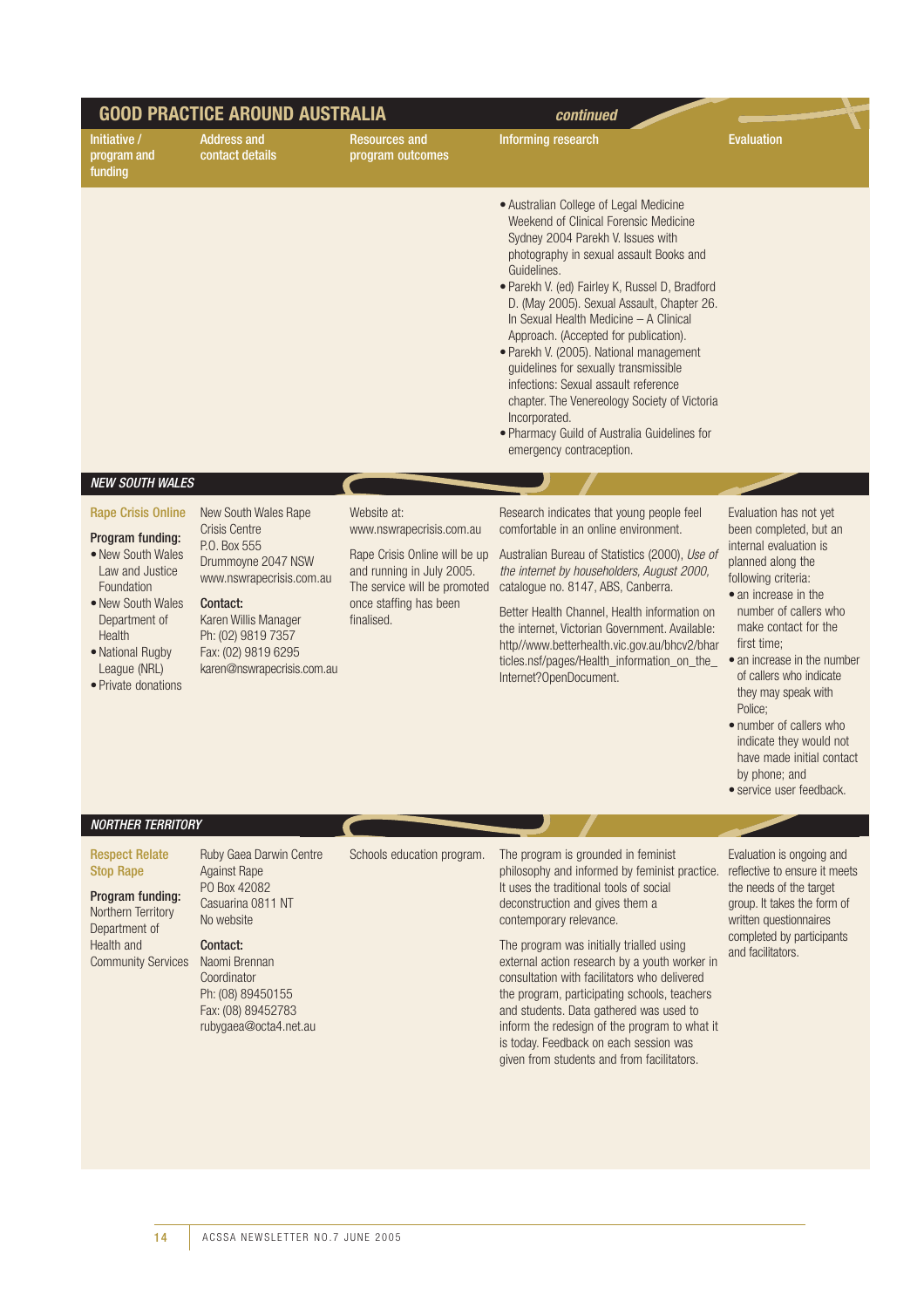## GOOD PRACTICE AROUND AUSTRALIA *continued*

| Initiative / program and funding | Address and contact details | Resources and program outcomes | Informing research | Evaluation |
|---|---|---|---|---|
| | | | • Australian College of Legal Medicine Weekend of Clinical Forensic Medicine Sydney 2004 Parekh V. Issues with photography in sexual assault Books and Guidelines.<br>• Parekh V. (ed) Fairley K, Russel D, Bradford D. (May 2005). Sexual Assault, Chapter 26. In Sexual Health Medicine – A Clinical Approach. (Accepted for publication).<br>• Parekh V. (2005). National management guidelines for sexually transmissible infections: Sexual assault reference chapter. The Venereology Society of Victoria Incorporated.<br>• Pharmacy Guild of Australia Guidelines for emergency contraception. | |
| ***NEW SOUTH WALES*** | | | | |
| **Rape Crisis Online**<br><br>**Program funding:**<br>• New South Wales Law and Justice Foundation<br>• New South Wales Department of Health<br>• National Rugby League (NRL)<br>• Private donations | New South Wales Rape Crisis Centre<br>P.O. Box 555<br>Drummoyne 2047 NSW<br>www.nswrapecrisis.com.au<br><br>**Contact:**<br>Karen Willis Manager<br>Ph: (02) 9819 7357<br>Fax: (02) 9819 6295<br>karen@nswrapecrisis.com.au | Website at: www.nswrapecrisis.com.au<br><br>Rape Crisis Online will be up and running in July 2005. The service will be promoted once staffing has been finalised. | Research indicates that young people feel comfortable in an online environment.<br><br>Australian Bureau of Statistics (2000), *Use of the internet by householders, August 2000,* catalogue no. 8147, ABS, Canberra.<br><br>Better Health Channel, Health information on the internet, Victorian Government. Available: http//www.betterhealth.vic.gov.au/bhcv2/bharticles.nsf/pages/Health_information_on_the_Internet?OpenDocument. | Evaluation has not yet been completed, but an internal evaluation is planned along the following criteria:<br>• an increase in the number of callers who make contact for the first time;<br>• an increase in the number of callers who indicate they may speak with Police;<br>• number of callers who indicate they would not have made initial contact by phone; and<br>• service user feedback. |
| ***NORTHER TERRITORY*** | | | | |
| **Respect Relate Stop Rape**<br><br>**Program funding:**<br>Northern Territory Department of Health and Community Services | Ruby Gaea Darwin Centre Against Rape<br>PO Box 42082<br>Casuarina 0811 NT<br>No website<br><br>**Contact:**<br>Naomi Brennan<br>Coordinator<br>Ph: (08) 89450155<br>Fax: (08) 89452783<br>rubygaea@octa4.net.au | Schools education program. | The program is grounded in feminist philosophy and informed by feminist practice. It uses the traditional tools of social deconstruction and gives them a contemporary relevance.<br><br>The program was initially trialled using external action research by a youth worker in consultation with facilitators who delivered the program, participating schools, teachers and students. Data gathered was used to inform the redesign of the program to what it is today. Feedback on each session was given from students and from facilitators. | Evaluation is ongoing and reflective to ensure it meets the needs of the target group. It takes the form of written questionnaires completed by participants and facilitators. |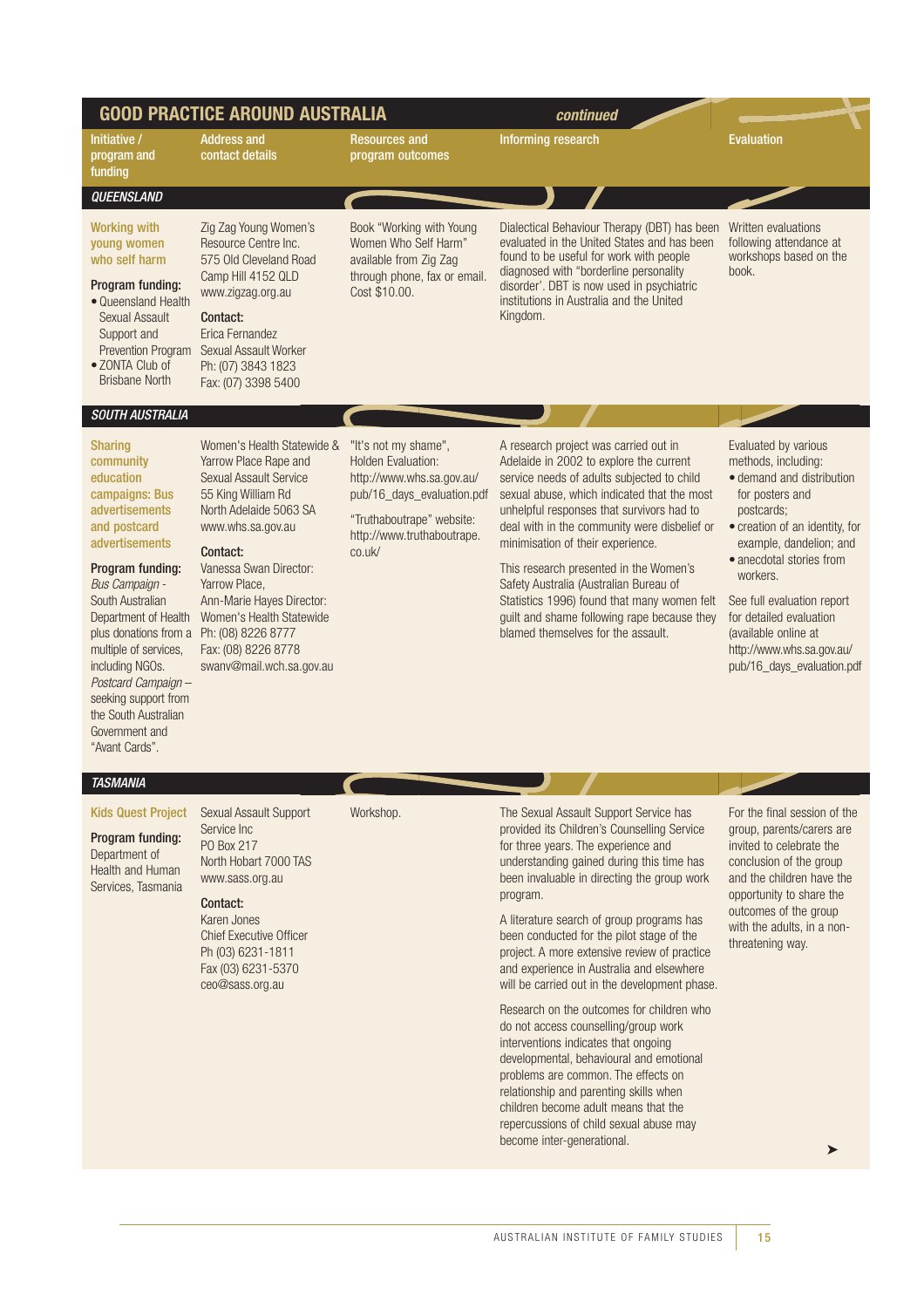## GOOD PRACTICE AROUND AUSTRALIA *continued*

| Initiative / program and funding | Address and contact details | Resources and program outcomes | Informing research | Evaluation |
|---|---|---|---|---|
| ***QUEENSLAND*** | | | | |
| **Working with young women who self harm**<br><br>**Program funding:**<br>• Queensland Health Sexual Assault Support and Prevention Program<br>• ZONTA Club of Brisbane North | Zig Zag Young Women's Resource Centre Inc.<br>575 Old Cleveland Road<br>Camp Hill 4152 QLD<br>www.zigzag.org.au<br><br>**Contact:**<br>Erica Fernandez<br>Sexual Assault Worker<br>Ph: (07) 3843 1823<br>Fax: (07) 3398 5400 | Book "Working with Young Women Who Self Harm" available from Zig Zag through phone, fax or email. Cost $10.00. | Dialectical Behaviour Therapy (DBT) has been evaluated in the United States and has been found to be useful for work with people diagnosed with "borderline personality disorder'. DBT is now used in psychiatric institutions in Australia and the United Kingdom. | Written evaluations following attendance at workshops based on the book. |
| ***SOUTH AUSTRALIA*** | | | | |
| **Sharing community education campaigns: Bus advertisements and postcard advertisements**<br><br>**Program funding:**<br>*Bus Campaign* - South Australian Department of Health plus donations from a multiple of services, including NGOs.<br>*Postcard Campaign* – seeking support from the South Australian Government and "Avant Cards". | Women's Health Statewide & Yarrow Place Rape and Sexual Assault Service<br>55 King William Rd<br>North Adelaide 5063 SA<br>www.whs.sa.gov.au<br><br>**Contact:**<br>Vanessa Swan Director: Yarrow Place,<br>Ann-Marie Hayes Director: Women's Health Statewide<br>Ph: (08) 8226 8777<br>Fax: (08) 8226 8778<br>swanv@mail.wch.sa.gov.au | "It's not my shame", Holden Evaluation: http://www.whs.sa.gov.au/pub/16_days_evaluation.pdf<br><br>"Truthaboutrape" website: http://www.truthaboutrape.co.uk/ | A research project was carried out in Adelaide in 2002 to explore the current service needs of adults subjected to child sexual abuse, which indicated that the most unhelpful responses that survivors had to deal with in the community were disbelief or minimisation of their experience.<br><br>This research presented in the Women's Safety Australia (Australian Bureau of Statistics 1996) found that many women felt guilt and shame following rape because they blamed themselves for the assault. | Evaluated by various methods, including:<br>• demand and distribution for posters and postcards;<br>• creation of an identity, for example, dandelion; and<br>• anecdotal stories from workers.<br><br>See full evaluation report for detailed evaluation (available online at http://www.whs.sa.gov.au/pub/16_days_evaluation.pdf |
| ***TASMANIA*** | | | | |
| **Kids Quest Project**<br><br>**Program funding:**<br>Department of Health and Human Services, Tasmania | Sexual Assault Support Service Inc<br>PO Box 217<br>North Hobart 7000 TAS<br>www.sass.org.au<br><br>**Contact:**<br>Karen Jones<br>Chief Executive Officer<br>Ph (03) 6231-1811<br>Fax (03) 6231-5370<br>ceo@sass.org.au | Workshop. | The Sexual Assault Support Service has provided its Children's Counselling Service for three years. The experience and understanding gained during this time has been invaluable in directing the group work program.<br><br>A literature search of group programs has been conducted for the pilot stage of the project. A more extensive review of practice and experience in Australia and elsewhere will be carried out in the development phase.<br><br>Research on the outcomes for children who do not access counselling/group work interventions indicates that ongoing developmental, behavioural and emotional problems are common. The effects on relationship and parenting skills when children become adult means that the repercussions of child sexual abuse may become inter-generational. | For the final session of the group, parents/carers are invited to celebrate the conclusion of the group and the children have the opportunity to share the outcomes of the group with the adults, in a non-threatening way. |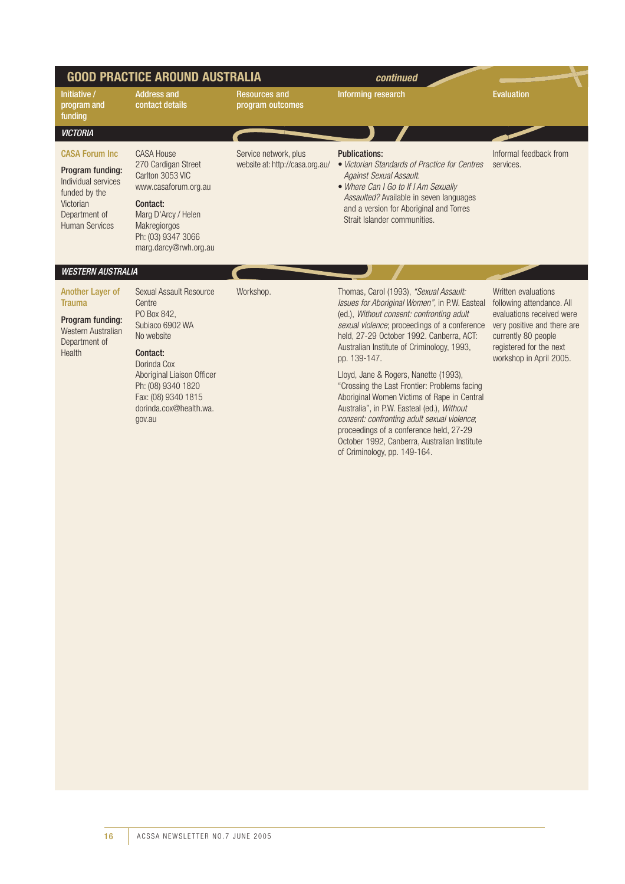## GOOD PRACTICE AROUND AUSTRALIA *continued*

| Initiative / program and funding | Address and contact details | Resources and program outcomes | Informing research | Evaluation |
|---|---|---|---|---|
| ***VICTORIA*** | | | | |
| **CASA Forum Inc**<br>**Program funding:** Individual services funded by the Victorian Department of Human Services | CASA House<br>270 Cardigan Street<br>Carlton 3053 VIC<br>www.casaforum.org.au<br>**Contact:**<br>Marg D'Arcy / Helen Makregiorgos<br>Ph: (03) 9347 3066<br>marg.darcy@rwh.org.au | Service network, plus website at: http://casa.org.au/ | **Publications:**<br>• *Victorian Standards of Practice for Centres Against Sexual Assault.*<br>• *Where Can I Go to If I Am Sexually Assaulted?* Available in seven languages and a version for Aboriginal and Torres Strait Islander communities. | Informal feedback from services. |
| ***WESTERN AUSTRALIA*** | | | | |
| **Another Layer of Trauma**<br>**Program funding:** Western Australian Department of Health | Sexual Assault Resource Centre<br>PO Box 842,<br>Subiaco 6902 WA<br>No website<br>**Contact:**<br>Dorinda Cox<br>Aboriginal Liaison Officer<br>Ph: (08) 9340 1820<br>Fax: (08) 9340 1815<br>dorinda.cox@health.wa.gov.au | Workshop. | Thomas, Carol (1993), *"Sexual Assault: Issues for Aboriginal Women"*, in P.W. Easteal (ed.), *Without consent: confronting adult sexual violence*; proceedings of a conference held, 27-29 October 1992. Canberra, ACT: Australian Institute of Criminology, 1993, pp. 139-147.<br><br>Lloyd, Jane & Rogers, Nanette (1993), "Crossing the Last Frontier: Problems facing Aboriginal Women Victims of Rape in Central Australia", in P.W. Easteal (ed.), *Without consent: confronting adult sexual violence*; proceedings of a conference held, 27-29 October 1992, Canberra, Australian Institute of Criminology, pp. 149-164. | Written evaluations following attendance. All evaluations received were very positive and there are currently 80 people registered for the next workshop in April 2005. |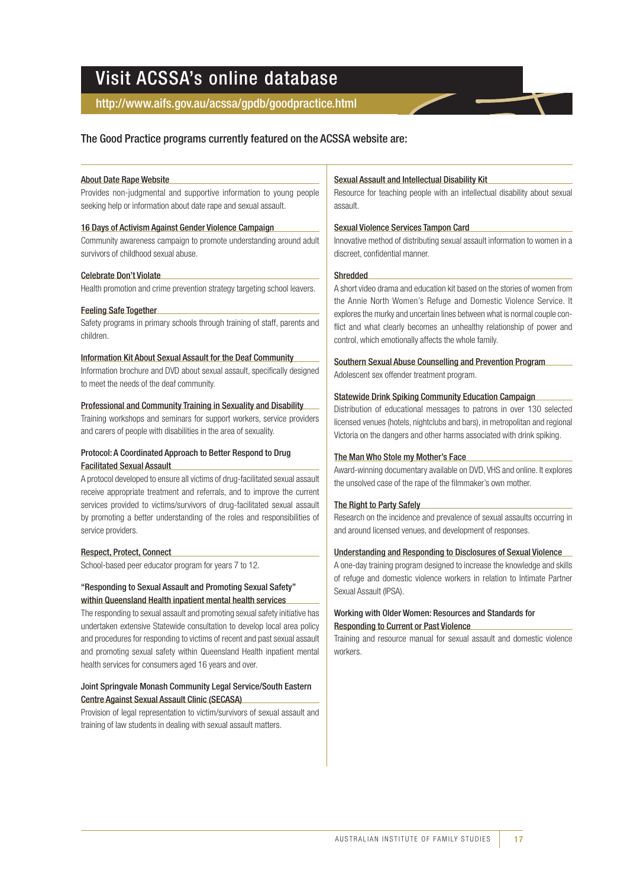# Visit ACSSA's online database

## http://www.aifs.gov.au/acssa/gpdb/goodpractice.html

### The Good Practice programs currently featured on the ACSSA website are:

**About Date Rape Website**

Provides non-judgmental and supportive information to young people seeking help or information about date rape and sexual assault.

**16 Days of Activism Against Gender Violence Campaign**

Community awareness campaign to promote understanding around adult survivors of childhood sexual abuse.

**Celebrate Don't Violate**

Health promotion and crime prevention strategy targeting school leavers.

**Feeling Safe Together**

Safety programs in primary schools through training of staff, parents and children.

**Information Kit About Sexual Assault for the Deaf Community**

Information brochure and DVD about sexual assault, specifically designed to meet the needs of the deaf community.

**Professional and Community Training in Sexuality and Disability**

Training workshops and seminars for support workers, service providers and carers of people with disabilities in the area of sexuality.

**Protocol: A Coordinated Approach to Better Respond to Drug Facilitated Sexual Assault**

A protocol developed to ensure all victims of drug-facilitated sexual assault receive appropriate treatment and referrals, and to improve the current services provided to victims/survivors of drug-facilitated sexual assault by promoting a better understanding of the roles and responsibilities of service providers.

**Respect, Protect, Connect**

School-based peer educator program for years 7 to 12.

**"Responding to Sexual Assault and Promoting Sexual Safety" within Queensland Health inpatient mental health services**

The responding to sexual assault and promoting sexual safety initiative has undertaken extensive Statewide consultation to develop local area policy and procedures for responding to victims of recent and past sexual assault and promoting sexual safety within Queensland Health inpatient mental health services for consumers aged 16 years and over.

**Joint Springvale Monash Community Legal Service/South Eastern Centre Against Sexual Assault Clinic (SECASA)**

Provision of legal representation to victim/survivors of sexual assault and training of law students in dealing with sexual assault matters.

**Sexual Assault and Intellectual Disability Kit**

Resource for teaching people with an intellectual disability about sexual assault.

**Sexual Violence Services Tampon Card**

Innovative method of distributing sexual assault information to women in a discreet, confidential manner.

**Shredded**

A short video drama and education kit based on the stories of women from the Annie North Women's Refuge and Domestic Violence Service. It explores the murky and uncertain lines between what is normal couple conflict and what clearly becomes an unhealthy relationship of power and control, which emotionally affects the whole family.

**Southern Sexual Abuse Counselling and Prevention Program**

Adolescent sex offender treatment program.

**Statewide Drink Spiking Community Education Campaign**

Distribution of educational messages to patrons in over 130 selected licensed venues (hotels, nightclubs and bars), in metropolitan and regional Victoria on the dangers and other harms associated with drink spiking.

**The Man Who Stole my Mother's Face**

Award-winning documentary available on DVD, VHS and online. It explores the unsolved case of the rape of the filmmaker's own mother.

**The Right to Party Safely**

Research on the incidence and prevalence of sexual assaults occurring in and around licensed venues, and development of responses.

**Understanding and Responding to Disclosures of Sexual Violence**

A one-day training program designed to increase the knowledge and skills of refuge and domestic violence workers in relation to Intimate Partner Sexual Assault (IPSA).

**Working with Older Women: Resources and Standards for Responding to Current or Past Violence**

Training and resource manual for sexual assault and domestic violence workers.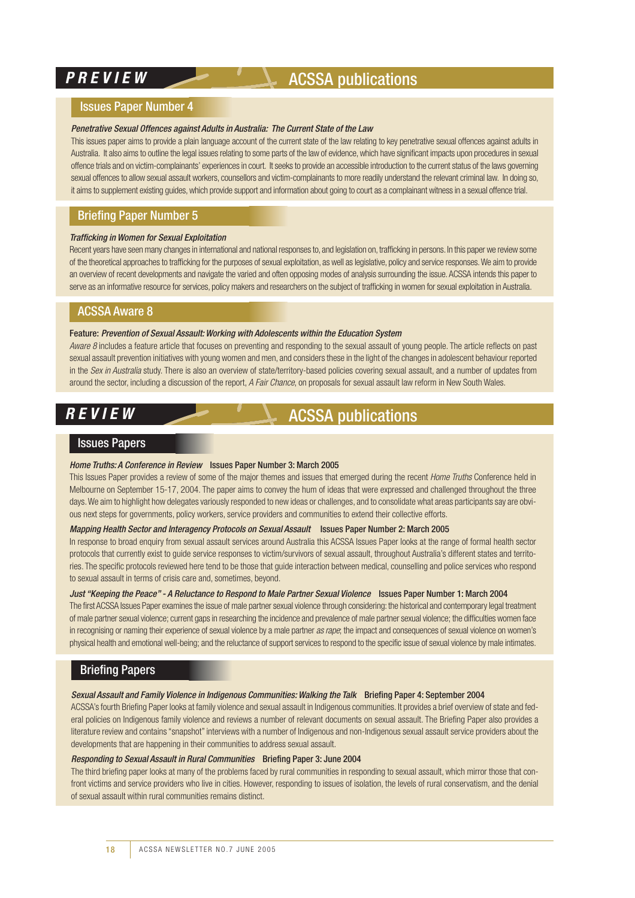# *PREVIEW* ACSSA publications

## Issues Paper Number 4

*Penetrative Sexual Offences against Adults in Australia: The Current State of the Law*

This issues paper aims to provide a plain language account of the current state of the law relating to key penetrative sexual offences against adults in Australia. It also aims to outline the legal issues relating to some parts of the law of evidence, which have significant impacts upon procedures in sexual offence trials and on victim-complainants' experiences in court. It seeks to provide an accessible introduction to the current status of the laws governing sexual offences to allow sexual assault workers, counsellors and victim-complainants to more readily understand the relevant criminal law. In doing so, it aims to supplement existing guides, which provide support and information about going to court as a complainant witness in a sexual offence trial.

## Briefing Paper Number 5

*Trafficking in Women for Sexual Exploitation*

Recent years have seen many changes in international and national responses to, and legislation on, trafficking in persons. In this paper we review some of the theoretical approaches to trafficking for the purposes of sexual exploitation, as well as legislative, policy and service responses. We aim to provide an overview of recent developments and navigate the varied and often opposing modes of analysis surrounding the issue. ACSSA intends this paper to serve as an informative resource for services, policy makers and researchers on the subject of trafficking in women for sexual exploitation in Australia.

## ACSSA Aware 8

Feature: *Prevention of Sexual Assault: Working with Adolescents within the Education System*

*Aware 8* includes a feature article that focuses on preventing and responding to the sexual assault of young people. The article reflects on past sexual assault prevention initiatives with young women and men, and considers these in the light of the changes in adolescent behaviour reported in the *Sex in Australia* study. There is also an overview of state/territory-based policies covering sexual assault, and a number of updates from around the sector, including a discussion of the report, *A Fair Chance*, on proposals for sexual assault law reform in New South Wales.

# *REVIEW* ACSSA publications

## Issues Papers

*Home Truths: A Conference in Review* Issues Paper Number 3: March 2005

This Issues Paper provides a review of some of the major themes and issues that emerged during the recent *Home Truths* Conference held in Melbourne on September 15-17, 2004. The paper aims to convey the hum of ideas that were expressed and challenged throughout the three days. We aim to highlight how delegates variously responded to new ideas or challenges, and to consolidate what areas participants say are obvious next steps for governments, policy workers, service providers and communities to extend their collective efforts.

*Mapping Health Sector and Interagency Protocols on Sexual Assault* Issues Paper Number 2: March 2005

In response to broad enquiry from sexual assault services around Australia this ACSSA Issues Paper looks at the range of formal health sector protocols that currently exist to guide service responses to victim/survivors of sexual assault, throughout Australia's different states and territories. The specific protocols reviewed here tend to be those that guide interaction between medical, counselling and police services who respond to sexual assault in terms of crisis care and, sometimes, beyond.

*Just "Keeping the Peace" - A Reluctance to Respond to Male Partner Sexual Violence* Issues Paper Number 1: March 2004

The first ACSSA Issues Paper examines the issue of male partner sexual violence through considering: the historical and contemporary legal treatment of male partner sexual violence; current gaps in researching the incidence and prevalence of male partner sexual violence; the difficulties women face in recognising or naming their experience of sexual violence by a male partner *as rape*; the impact and consequences of sexual violence on women's physical health and emotional well-being; and the reluctance of support services to respond to the specific issue of sexual violence by male intimates.

## Briefing Papers

*Sexual Assault and Family Violence in Indigenous Communities: Walking the Talk* Briefing Paper 4: September 2004

ACSSA's fourth Briefing Paper looks at family violence and sexual assault in Indigenous communities. It provides a brief overview of state and federal policies on Indigenous family violence and reviews a number of relevant documents on sexual assault. The Briefing Paper also provides a literature review and contains "snapshot" interviews with a number of Indigenous and non-Indigenous sexual assault service providers about the developments that are happening in their communities to address sexual assault.

*Responding to Sexual Assault in Rural Communities* Briefing Paper 3: June 2004

The third briefing paper looks at many of the problems faced by rural communities in responding to sexual assault, which mirror those that confront victims and service providers who live in cities. However, responding to issues of isolation, the levels of rural conservatism, and the denial of sexual assault within rural communities remains distinct.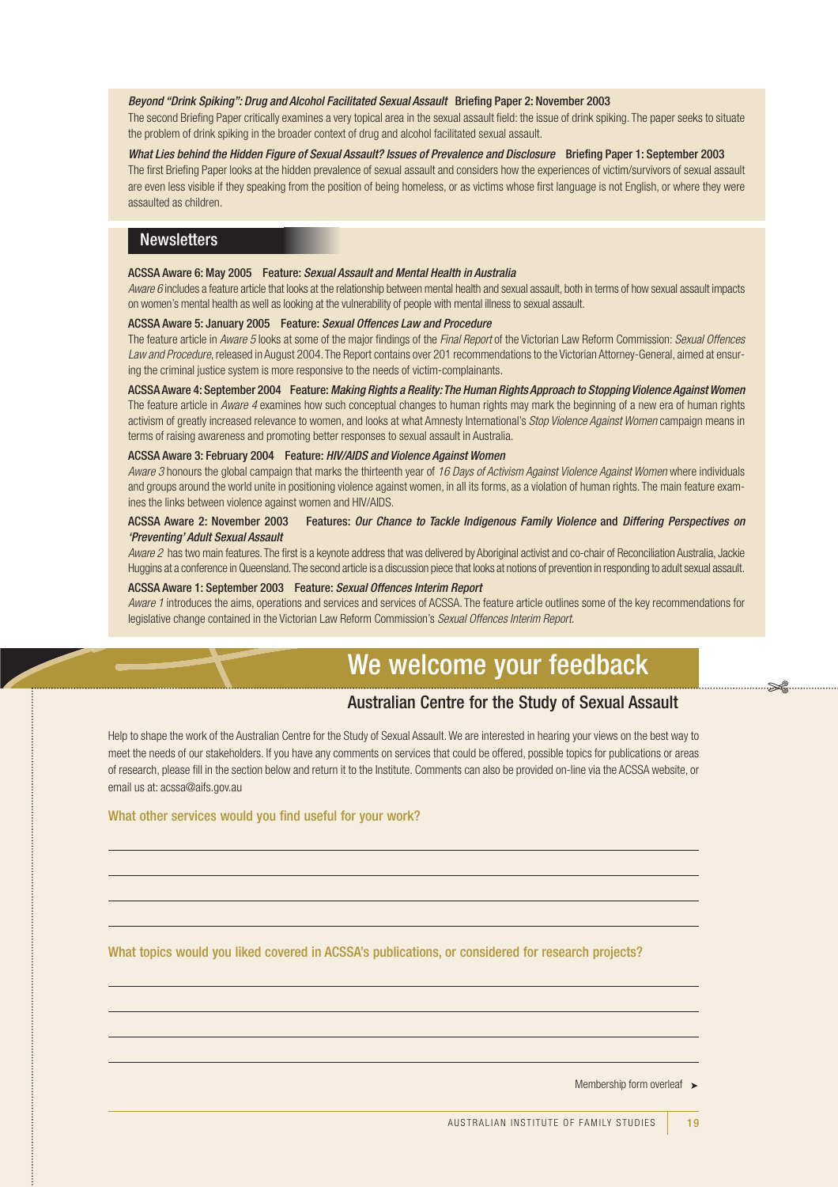*Beyond "Drink Spiking": Drug and Alcohol Facilitated Sexual Assault* **Briefing Paper 2: November 2003**

The second Briefing Paper critically examines a very topical area in the sexual assault field: the issue of drink spiking. The paper seeks to situate the problem of drink spiking in the broader context of drug and alcohol facilitated sexual assault.

*What Lies behind the Hidden Figure of Sexual Assault? Issues of Prevalence and Disclosure* **Briefing Paper 1: September 2003**

The first Briefing Paper looks at the hidden prevalence of sexual assault and considers how the experiences of victim/survivors of sexual assault are even less visible if they speaking from the position of being homeless, or as victims whose first language is not English, or where they were assaulted as children.

## Newsletters

**ACSSA Aware 6: May 2005 Feature:** ***Sexual Assault and Mental Health in Australia***

*Aware 6* includes a feature article that looks at the relationship between mental health and sexual assault, both in terms of how sexual assault impacts on women's mental health as well as looking at the vulnerability of people with mental illness to sexual assault.

**ACSSA Aware 5: January 2005 Feature:** ***Sexual Offences Law and Procedure***

The feature article in *Aware 5* looks at some of the major findings of the *Final Report* of the Victorian Law Reform Commission: *Sexual Offences Law and Procedure*, released in August 2004. The Report contains over 201 recommendations to the Victorian Attorney-General, aimed at ensuring the criminal justice system is more responsive to the needs of victim-complainants.

**ACSSA Aware 4: September 2004 Feature:** ***Making Rights a Reality: The Human Rights Approach to Stopping Violence Against Women***

The feature article in *Aware 4* examines how such conceptual changes to human rights may mark the beginning of a new era of human rights activism of greatly increased relevance to women, and looks at what Amnesty International's *Stop Violence Against Women* campaign means in terms of raising awareness and promoting better responses to sexual assault in Australia.

**ACSSA Aware 3: February 2004 Feature:** ***HIV/AIDS and Violence Against Women***

*Aware 3* honours the global campaign that marks the thirteenth year of *16 Days of Activism Against Violence Against Women* where individuals and groups around the world unite in positioning violence against women, in all its forms, as a violation of human rights. The main feature examines the links between violence against women and HIV/AIDS.

**ACSSA Aware 2: November 2003 Features:** ***Our Chance to Tackle Indigenous Family Violence*** **and** ***Differing Perspectives on 'Preventing' Adult Sexual Assault***

*Aware 2* has two main features. The first is a keynote address that was delivered by Aboriginal activist and co-chair of Reconciliation Australia, Jackie Huggins at a conference in Queensland. The second article is a discussion piece that looks at notions of prevention in responding to adult sexual assault.

**ACSSA Aware 1: September 2003 Feature:** ***Sexual Offences Interim Report***

*Aware 1* introduces the aims, operations and services and services of ACSSA. The feature article outlines some of the key recommendations for legislative change contained in the Victorian Law Reform Commission's *Sexual Offences Interim Report*.

# We welcome your feedback

## Australian Centre for the Study of Sexual Assault

Help to shape the work of the Australian Centre for the Study of Sexual Assault. We are interested in hearing your views on the best way to meet the needs of our stakeholders. If you have any comments on services that could be offered, possible topics for publications or areas of research, please fill in the section below and return it to the Institute. Comments can also be provided on-line via the ACSSA website, or email us at: acssa@aifs.gov.au

**What other services would you find useful for your work?**

______________________________________________________________

______________________________________________________________

______________________________________________________________

______________________________________________________________

**What topics would you liked covered in ACSSA's publications, or considered for research projects?**

______________________________________________________________

______________________________________________________________

______________________________________________________________

______________________________________________________________

Membership form overleaf ➤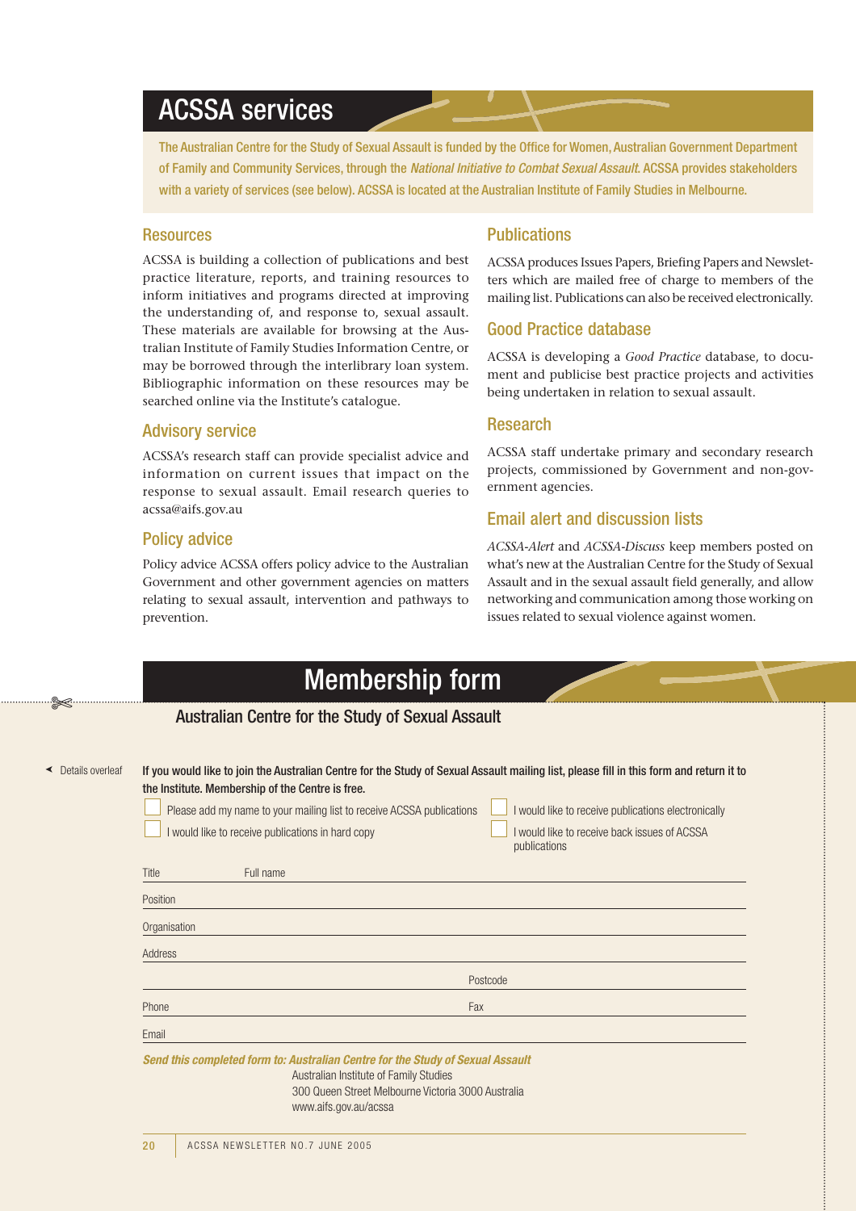# ACSSA services

The Australian Centre for the Study of Sexual Assault is funded by the Office for Women, Australian Government Department of Family and Community Services, through the *National Initiative to Combat Sexual Assault*. ACSSA provides stakeholders with a variety of services (see below). ACSSA is located at the Australian Institute of Family Studies in Melbourne.

## Resources

ACSSA is building a collection of publications and best practice literature, reports, and training resources to inform initiatives and programs directed at improving the understanding of, and response to, sexual assault. These materials are available for browsing at the Australian Institute of Family Studies Information Centre, or may be borrowed through the interlibrary loan system. Bibliographic information on these resources may be searched online via the Institute's catalogue.

## Advisory service

ACSSA's research staff can provide specialist advice and information on current issues that impact on the response to sexual assault. Email research queries to acssa@aifs.gov.au

## Policy advice

Policy advice ACSSA offers policy advice to the Australian Government and other government agencies on matters relating to sexual assault, intervention and pathways to prevention.

## Publications

ACSSA produces Issues Papers, Briefing Papers and Newsletters which are mailed free of charge to members of the mailing list. Publications can also be received electronically.

## Good Practice database

ACSSA is developing a *Good Practice* database, to document and publicise best practice projects and activities being undertaken in relation to sexual assault.

## Research

ACSSA staff undertake primary and secondary research projects, commissioned by Government and non-government agencies.

## Email alert and discussion lists

*ACSSA-Alert* and *ACSSA-Discuss* keep members posted on what's new at the Australian Centre for the Study of Sexual Assault and in the sexual assault field generally, and allow networking and communication among those working on issues related to sexual violence against women.

# Membership form

## Australian Centre for the Study of Sexual Assault

◂ Details overleaf

**If you would like to join the Australian Centre for the Study of Sexual Assault mailing list, please fill in this form and return it to the Institute. Membership of the Centre is free.**

- ☐ Please add my name to your mailing list to receive ACSSA publications
- ☐ I would like to receive publications in hard copy
- ☐ I would like to receive publications electronically
- ☐ I would like to receive back issues of ACSSA publications

Title ________ Full name ________________________________

Position ________________________________

Organisation ________________________________

Address ________________________________

________________________________ Postcode ________

Phone ________________ Fax ________________

Email ________________________________

***Send this completed form to: Australian Centre for the Study of Sexual Assault***

Australian Institute of Family Studies
300 Queen Street Melbourne Victoria 3000 Australia
www.aifs.gov.au/acssa